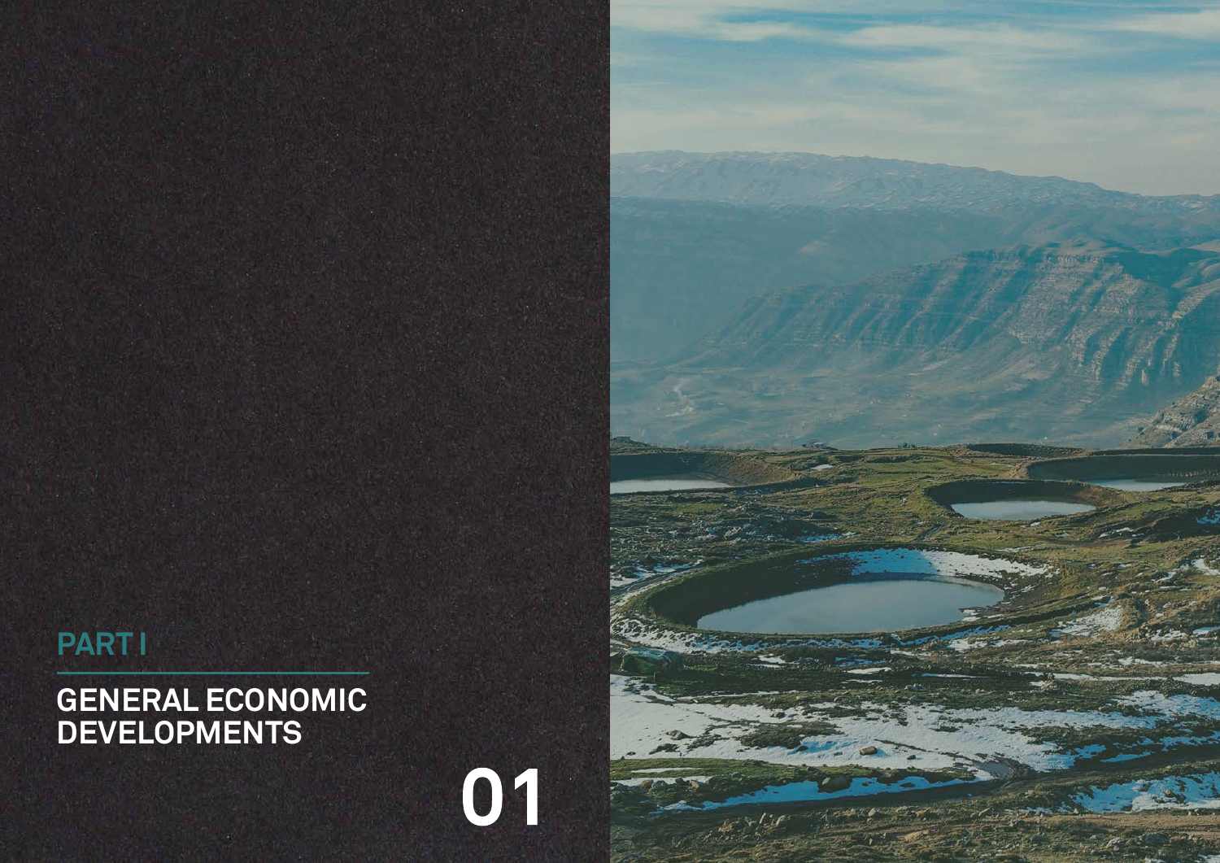PART I

# GENERAL ECONOMIC DEVELOPMENTS

01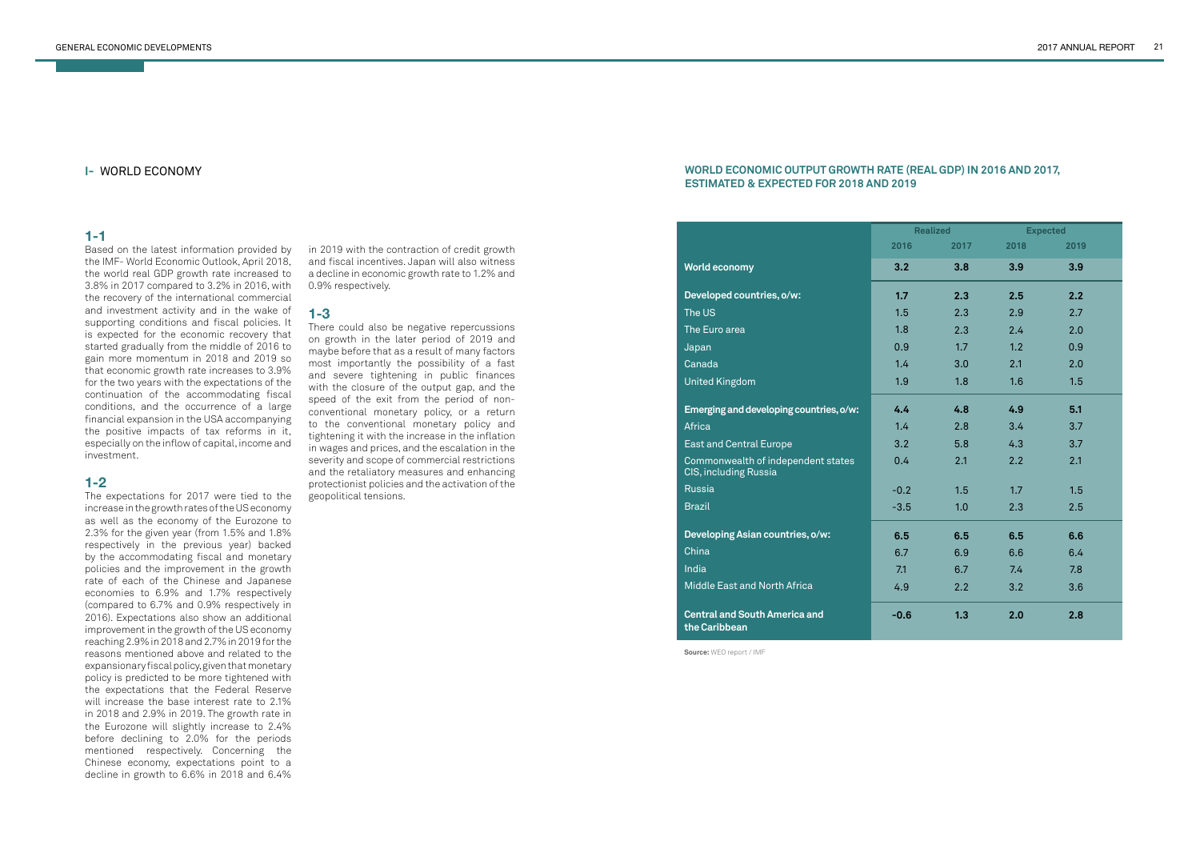## I- WORLD ECONOMY

### 1-1

Based on the latest information provided by the IMF- World Economic Outlook, April 2018, the world real GDP growth rate increased to 3.8% in 2017 compared to 3.2% in 2016, with the recovery of the international commercial and investment activity and in the wake of supporting conditions and fiscal policies. It is expected for the economic recovery that started gradually from the middle of 2016 to gain more momentum in 2018 and 2019 so that economic growth rate increases to 3.9% for the two years with the expectations of the continuation of the accommodating fiscal conditions, and the occurrence of a large financial expansion in the USA accompanying the positive impacts of tax reforms in it, especially on the inflow of capital, income and investment.

### 1-2

The expectations for 2017 were tied to the increase in the growth rates of the US economy as well as the economy of the Eurozone to 2.3% for the given year (from 1.5% and 1.8% respectively in the previous year) backed by the accommodating fiscal and monetary policies and the improvement in the growth rate of each of the Chinese and Japanese economies to 6.9% and 1.7% respectively (compared to 6.7% and 0.9% respectively in 2016). Expectations also show an additional improvement in the growth of the US economy reaching 2.9% in 2018 and 2.7% in 2019 for the reasons mentioned above and related to the expansionary fiscal policy, given that monetary policy is predicted to be more tightened with the expectations that the Federal Reserve will increase the base interest rate to 2.1% in 2018 and 2.9% in 2019. The growth rate in the Eurozone will slightly increase to 2.4% before declining to 2.0% for the periods mentioned respectively. Concerning the Chinese economy, expectations point to a decline in growth to 6.6% in 2018 and 6.4% in 2019 with the contraction of credit growth and fiscal incentives. Japan will also witness a decline in economic growth rate to 1.2% and 0.9% respectively.

### 1-3

There could also be negative repercussions on growth in the later period of 2019 and maybe before that as a result of many factors most importantly the possibility of a fast and severe tightening in public finances with the closure of the output gap, and the speed of the exit from the period of non-conventional monetary policy, or a return to the conventional monetary policy and tightening it with the increase in the inflation in wages and prices, and the escalation in the severity and scope of commercial restrictions and the retaliatory measures and enhancing protectionist policies and the activation of the geopolitical tensions.

**WORLD ECONOMIC OUTPUT GROWTH RATE (REAL GDP) IN 2016 AND 2017, ESTIMATED & EXPECTED FOR 2018 AND 2019**

| | Realized | | Expected | |
|---|---|---|---|---|
| | 2016 | 2017 | 2018 | 2019 |
| **World economy** | **3.2** | **3.8** | **3.9** | **3.9** |
| **Developed countries, o/w:** | **1.7** | **2.3** | **2.5** | **2.2** |
| The US | 1.5 | 2.3 | 2.9 | 2.7 |
| The Euro area | 1.8 | 2.3 | 2.4 | 2.0 |
| Japan | 0.9 | 1.7 | 1.2 | 0.9 |
| Canada | 1.4 | 3.0 | 2.1 | 2.0 |
| United Kingdom | 1.9 | 1.8 | 1.6 | 1.5 |
| **Emerging and developing countries, o/w:** | **4.4** | **4.8** | **4.9** | **5.1** |
| Africa | 1.4 | 2.8 | 3.4 | 3.7 |
| East and Central Europe | 3.2 | 5.8 | 4.3 | 3.7 |
| Commonwealth of independent states CIS, including Russia | 0.4 | 2.1 | 2.2 | 2.1 |
| Russia | -0.2 | 1.5 | 1.7 | 1.5 |
| Brazil | -3.5 | 1.0 | 2.3 | 2.5 |
| **Developing Asian countries, o/w:** | **6.5** | **6.5** | **6.5** | **6.6** |
| China | 6.7 | 6.9 | 6.6 | 6.4 |
| India | 7.1 | 6.7 | 7.4 | 7.8 |
| Middle East and North Africa | 4.9 | 2.2 | 3.2 | 3.6 |
| **Central and South America and the Caribbean** | **-0.6** | **1.3** | **2.0** | **2.8** |

**Source:** WEO report / IMF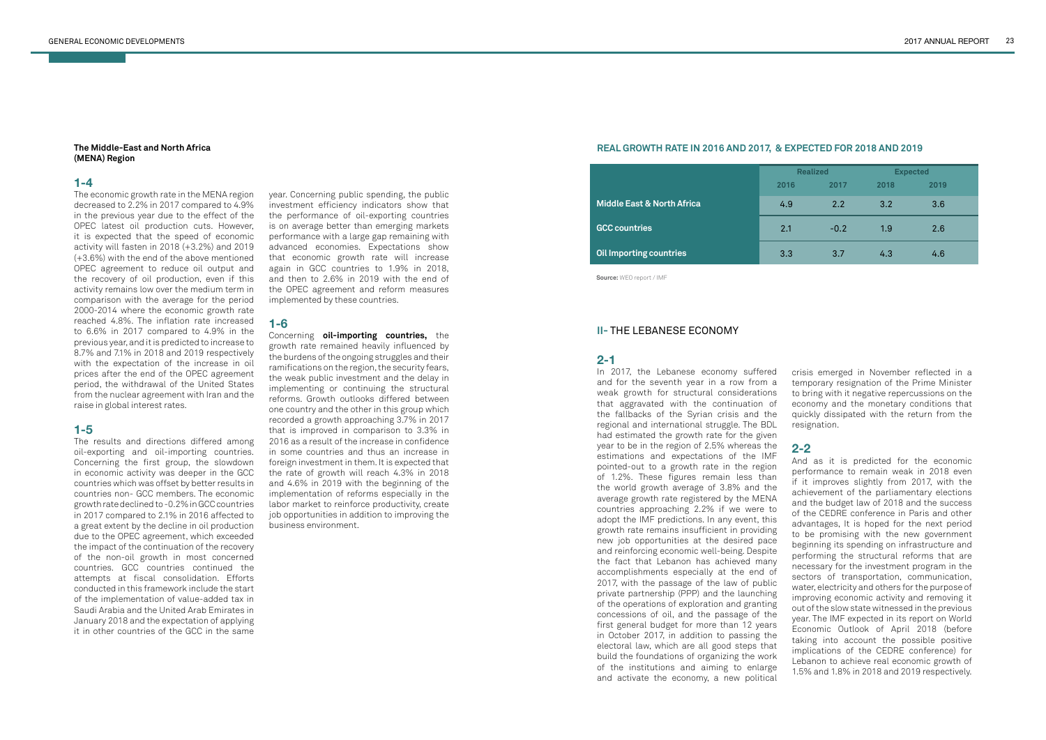**The Middle-East and North Africa (MENA) Region**

## 1-4

The economic growth rate in the MENA region decreased to 2.2% in 2017 compared to 4.9% in the previous year due to the effect of the OPEC latest oil production cuts. However, it is expected that the speed of economic activity will fasten in 2018 (+3.2%) and 2019 (+3.6%) with the end of the above mentioned OPEC agreement to reduce oil output and the recovery of oil production, even if this activity remains low over the medium term in comparison with the average for the period 2000-2014 where the economic growth rate reached 4.8%. The inflation rate increased to 6.6% in 2017 compared to 4.9% in the previous year, and it is predicted to increase to 8.7% and 7.1% in 2018 and 2019 respectively with the expectation of the increase in oil prices after the end of the OPEC agreement period, the withdrawal of the United States from the nuclear agreement with Iran and the raise in global interest rates.

## 1-5

The results and directions differed among oil-exporting and oil-importing countries. Concerning the first group, the slowdown in economic activity was deeper in the GCC countries which was offset by better results in countries non- GCC members. The economic growth rate declined to -0.2% in GCC countries in 2017 compared to 2.1% in 2016 affected to a great extent by the decline in oil production due to the OPEC agreement, which exceeded the impact of the continuation of the recovery of the non-oil growth in most concerned countries. GCC countries continued the attempts at fiscal consolidation. Efforts conducted in this framework include the start of the implementation of value-added tax in Saudi Arabia and the United Arab Emirates in January 2018 and the expectation of applying it in other countries of the GCC in the same year. Concerning public spending, the public investment efficiency indicators show that the performance of oil-exporting countries is on average better than emerging markets performance with a large gap remaining with advanced economies. Expectations show that economic growth rate will increase again in GCC countries to 1.9% in 2018, and then to 2.6% in 2019 with the end of the OPEC agreement and reform measures implemented by these countries.

## 1-6

Concerning **oil-importing countries,** the growth rate remained heavily influenced by the burdens of the ongoing struggles and their ramifications on the region, the security fears, the weak public investment and the delay in implementing or continuing the structural reforms. Growth outlooks differed between one country and the other in this group which recorded a growth approaching 3.7% in 2017 that is improved in comparison to 3.3% in 2016 as a result of the increase in confidence in some countries and thus an increase in foreign investment in them. It is expected that the rate of growth will reach 4.3% in 2018 and 4.6% in 2019 with the beginning of the implementation of reforms especially in the labor market to reinforce productivity, create job opportunities in addition to improving the business environment.

**REAL GROWTH RATE IN 2016 AND 2017, & EXPECTED FOR 2018 AND 2019**

| | Realized | | Expected | |
|---|---|---|---|---|
| | 2016 | 2017 | 2018 | 2019 |
| **Middle East & North Africa** | 4.9 | 2.2 | 3.2 | 3.6 |
| **GCC countries** | 2.1 | -0.2 | 1.9 | 2.6 |
| **Oil Importing countries** | 3.3 | 3.7 | 4.3 | 4.6 |

**Source:** WEO report / IMF

# II- THE LEBANESE ECONOMY

## 2-1

In 2017, the Lebanese economy suffered and for the seventh year in a row from a weak growth for structural considerations that aggravated with the continuation of the fallbacks of the Syrian crisis and the regional and international struggle. The BDL had estimated the growth rate for the given year to be in the region of 2.5% whereas the estimations and expectations of the IMF pointed-out to a growth rate in the region of 1.2%. These figures remain less than the world growth average of 3.8% and the average growth rate registered by the MENA countries approaching 2.2% if we were to adopt the IMF predictions. In any event, this growth rate remains insufficient in providing new job opportunities at the desired pace and reinforcing economic well-being. Despite the fact that Lebanon has achieved many accomplishments especially at the end of 2017, with the passage of the law of public private partnership (PPP) and the launching of the operations of exploration and granting concessions of oil, and the passage of the first general budget for more than 12 years in October 2017, in addition to passing the electoral law, which are all good steps that build the foundations of organizing the work of the institutions and aiming to enlarge and activate the economy, a new political crisis emerged in November reflected in a temporary resignation of the Prime Minister to bring with it negative repercussions on the economy and the monetary conditions that quickly dissipated with the return from the resignation.

## 2-2

And as it is predicted for the economic performance to remain weak in 2018 even if it improves slightly from 2017, with the achievement of the parliamentary elections and the budget law of 2018 and the success of the CEDRE conference in Paris and other advantages, It is hoped for the next period to be promising with the new government beginning its spending on infrastructure and performing the structural reforms that are necessary for the investment program in the sectors of transportation, communication, water, electricity and others for the purpose of improving economic activity and removing it out of the slow state witnessed in the previous year. The IMF expected in its report on World Economic Outlook of April 2018 (before taking into account the possible positive implications of the CEDRE conference) for Lebanon to achieve real economic growth of 1.5% and 1.8% in 2018 and 2019 respectively.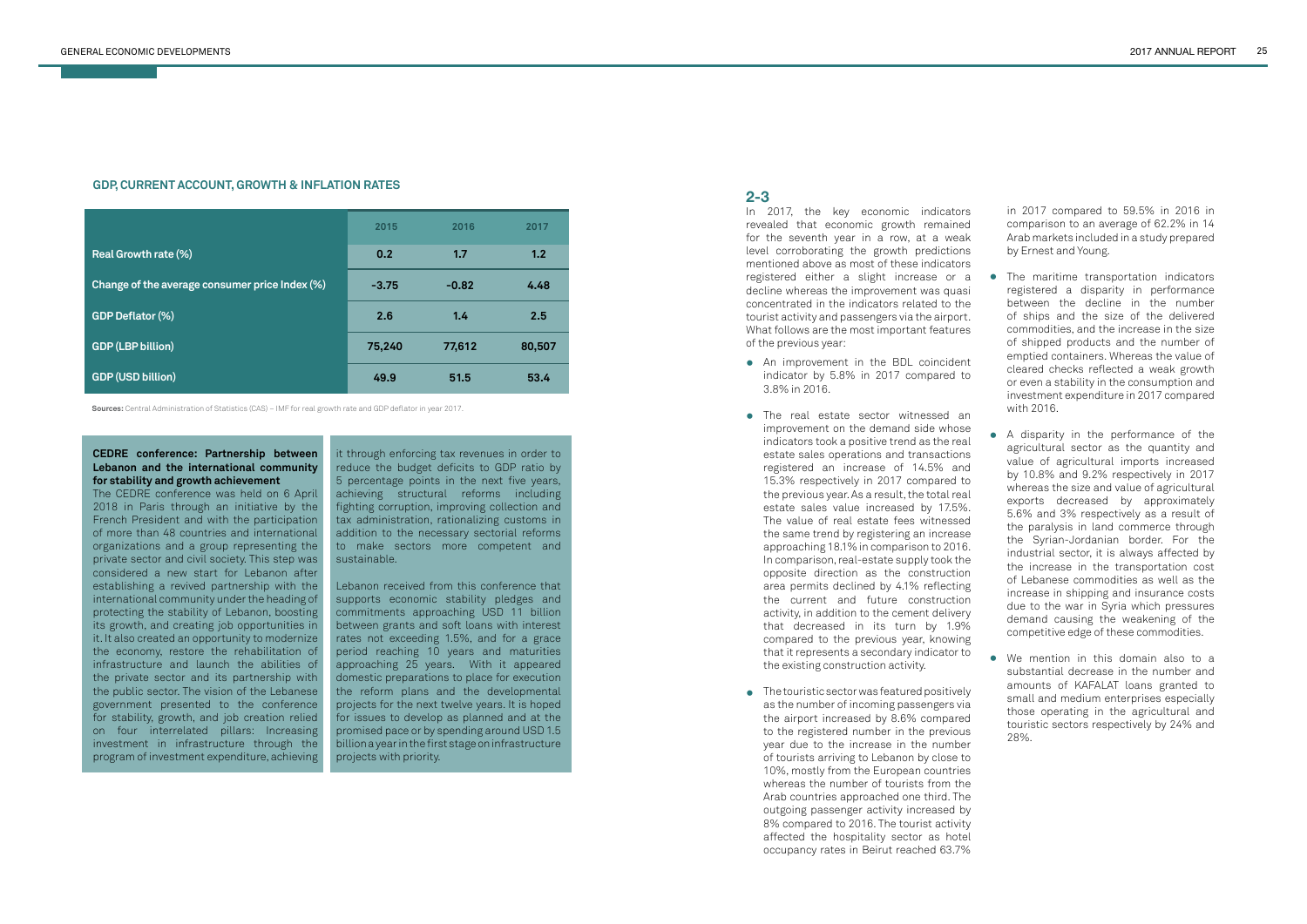### GDP, CURRENT ACCOUNT, GROWTH & INFLATION RATES

| | 2015 | 2016 | 2017 |
|---|---|---|---|
| Real Growth rate (%) | 0.2 | 1.7 | 1.2 |
| Change of the average consumer price Index (%) | -3.75 | -0.82 | 4.48 |
| GDP Deflator (%) | 2.6 | 1.4 | 2.5 |
| GDP (LBP billion) | 75,240 | 77,612 | 80,507 |
| GDP (USD billion) | 49.9 | 51.5 | 53.4 |

**Sources:** Central Administration of Statistics (CAS) – IMF for real growth rate and GDP deflator in year 2017.

**CEDRE conference: Partnership between Lebanon and the international community for stability and growth achievement**

The CEDRE conference was held on 6 April 2018 in Paris through an initiative by the French President and with the participation of more than 48 countries and international organizations and a group representing the private sector and civil society. This step was considered a new start for Lebanon after establishing a revived partnership with the international community under the heading of protecting the stability of Lebanon, boosting its growth, and creating job opportunities in it. It also created an opportunity to modernize the economy, restore the rehabilitation of infrastructure and launch the abilities of the private sector and its partnership with the public sector. The vision of the Lebanese government presented to the conference for stability, growth, and job creation relied on four interrelated pillars: Increasing investment in infrastructure through the program of investment expenditure, achieving it through enforcing tax revenues in order to reduce the budget deficits to GDP ratio by 5 percentage points in the next five years, achieving structural reforms including fighting corruption, improving collection and tax administration, rationalizing customs in addition to the necessary sectorial reforms to make sectors more competent and sustainable.

Lebanon received from this conference that supports economic stability pledges and commitments approaching USD 11 billion between grants and soft loans with interest rates not exceeding 1.5%, and for a grace period reaching 10 years and maturities approaching 25 years. With it appeared domestic preparations to place for execution the reform plans and the developmental projects for the next twelve years. It is hoped for issues to develop as planned and at the promised pace or by spending around USD 1.5 billion a year in the first stage on infrastructure projects with priority.

## 2-3

In 2017, the key economic indicators revealed that economic growth remained for the seventh year in a row, at a weak level corroborating the growth predictions mentioned above as most of these indicators registered either a slight increase or a decline whereas the improvement was quasi concentrated in the indicators related to the tourist activity and passengers via the airport. What follows are the most important features of the previous year:

- An improvement in the BDL coincident indicator by 5.8% in 2017 compared to 3.8% in 2016.
- The real estate sector witnessed an improvement on the demand side whose indicators took a positive trend as the real estate sales operations and transactions registered an increase of 14.5% and 15.3% respectively in 2017 compared to the previous year. As a result, the total real estate sales value increased by 17.5%. The value of real estate fees witnessed the same trend by registering an increase approaching 18.1% in comparison to 2016. In comparison, real-estate supply took the opposite direction as the construction area permits declined by 4.1% reflecting the current and future construction activity, in addition to the cement delivery that decreased in its turn by 1.9% compared to the previous year, knowing that it represents a secondary indicator to the existing construction activity.
- The touristic sector was featured positively as the number of incoming passengers via the airport increased by 8.6% compared to the registered number in the previous year due to the increase in the number of tourists arriving to Lebanon by close to 10%, mostly from the European countries whereas the number of tourists from the Arab countries approached one third. The outgoing passenger activity increased by 8% compared to 2016. The tourist activity affected the hospitality sector as hotel occupancy rates in Beirut reached 63.7% in 2017 compared to 59.5% in 2016 in comparison to an average of 62.2% in 14 Arab markets included in a study prepared by Ernest and Young.
- The maritime transportation indicators registered a disparity in performance between the decline in the number of ships and the size of the delivered commodities, and the increase in the size of shipped products and the number of emptied containers. Whereas the value of cleared checks reflected a weak growth or even a stability in the consumption and investment expenditure in 2017 compared with 2016.
- A disparity in the performance of the agricultural sector as the quantity and value of agricultural imports increased by 10.8% and 9.2% respectively in 2017 whereas the size and value of agricultural exports decreased by approximately 5.6% and 3% respectively as a result of the paralysis in land commerce through the Syrian-Jordanian border. For the industrial sector, it is always affected by the increase in the transportation cost of Lebanese commodities as well as the increase in shipping and insurance costs due to the war in Syria which pressures demand causing the weakening of the competitive edge of these commodities.
- We mention in this domain also to a substantial decrease in the number and amounts of KAFALAT loans granted to small and medium enterprises especially those operating in the agricultural and touristic sectors respectively by 24% and 28%.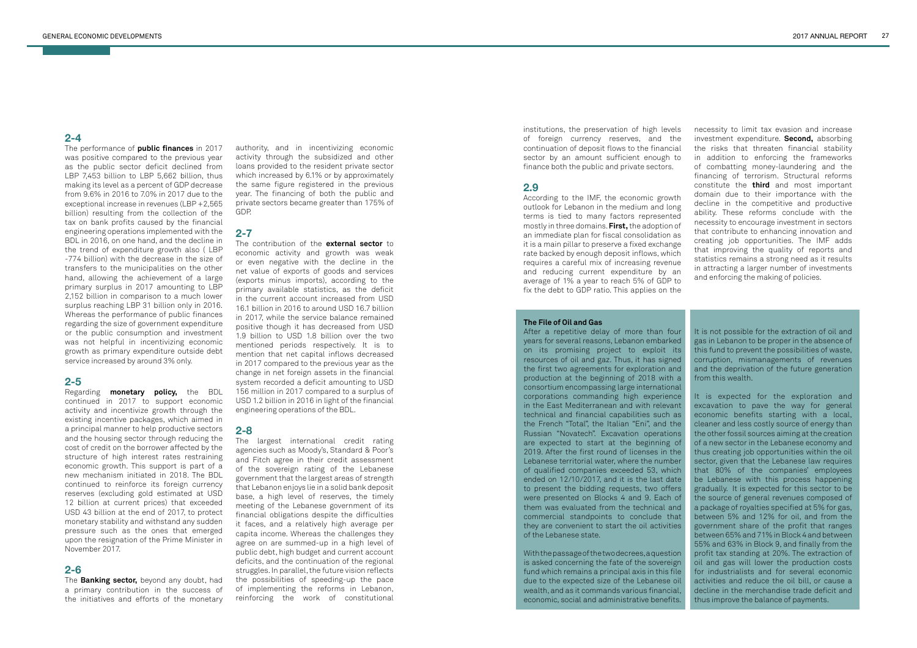## 2-4

The performance of **public finances** in 2017 was positive compared to the previous year as the public sector deficit declined from LBP 7,453 billion to LBP 5,662 billion, thus making its level as a percent of GDP decrease from 9.6% in 2016 to 7.0% in 2017 due to the exceptional increase in revenues (LBP +2,565 billion) resulting from the collection of the tax on bank profits caused by the financial engineering operations implemented with the BDL in 2016, on one hand, and the decline in the trend of expenditure growth also ( LBP -774 billion) with the decrease in the size of transfers to the municipalities on the other hand, allowing the achievement of a large primary surplus in 2017 amounting to LBP 2,152 billion in comparison to a much lower surplus reaching LBP 31 billion only in 2016. Whereas the performance of public finances regarding the size of government expenditure or the public consumption and investment was not helpful in incentivizing economic growth as primary expenditure outside debt service increased by around 3% only.

## 2-5

Regarding **monetary policy,** the BDL continued in 2017 to support economic activity and incentivize growth through the existing incentive packages, which aimed in a principal manner to help productive sectors and the housing sector through reducing the cost of credit on the borrower affected by the structure of high interest rates restraining economic growth. This support is part of a new mechanism initiated in 2018. The BDL continued to reinforce its foreign currency reserves (excluding gold estimated at USD 12 billion at current prices) that exceeded USD 43 billion at the end of 2017, to protect monetary stability and withstand any sudden pressure such as the ones that emerged upon the resignation of the Prime Minister in November 2017.

## 2-6

The **Banking sector,** beyond any doubt, had a primary contribution in the success of the initiatives and efforts of the monetary authority, and in incentivizing economic activity through the subsidized and other loans provided to the resident private sector which increased by 6.1% or by approximately the same figure registered in the previous year. The financing of both the public and private sectors became greater than 175% of GDP.

## 2-7

The contribution of the **external sector** to economic activity and growth was weak or even negative with the decline in the net value of exports of goods and services (exports minus imports), according to the primary available statistics, as the deficit in the current account increased from USD 16.1 billion in 2016 to around USD 16.7 billion in 2017, while the service balance remained positive though it has decreased from USD 1.9 billion to USD 1.8 billion over the two mentioned periods respectively. It is to mention that net capital inflows decreased in 2017 compared to the previous year as the change in net foreign assets in the financial system recorded a deficit amounting to USD 156 million in 2017 compared to a surplus of USD 1.2 billion in 2016 in light of the financial engineering operations of the BDL.

## 2-8

The largest international credit rating agencies such as Moody's, Standard & Poor's and Fitch agree in their credit assessment of the sovereign rating of the Lebanese government that the largest areas of strength that Lebanon enjoys lie in a solid bank deposit base, a high level of reserves, the timely meeting of the Lebanese government of its financial obligations despite the difficulties it faces, and a relatively high average per capita income. Whereas the challenges they agree on are summed-up in a high level of public debt, high budget and current account deficits, and the continuation of the regional struggles. In parallel, the future vision reflects the possibilities of speeding-up the pace of implementing the reforms in Lebanon, reinforcing the work of constitutional institutions, the preservation of high levels of foreign currency reserves, and the continuation of deposit flows to the financial sector by an amount sufficient enough to finance both the public and private sectors.

## 2.9

According to the IMF, the economic growth outlook for Lebanon in the medium and long terms is tied to many factors represented mostly in three domains. **First,** the adoption of an immediate plan for fiscal consolidation as it is a main pillar to preserve a fixed exchange rate backed by enough deposit inflows, which requires a careful mix of increasing revenue and reducing current expenditure by an average of 1% a year to reach 5% of GDP to fix the debt to GDP ratio. This applies on the necessity to limit tax evasion and increase investment expenditure. **Second,** absorbing the risks that threaten financial stability in addition to enforcing the frameworks of combatting money-laundering and the financing of terrorism. Structural reforms constitute the **third** and most important domain due to their importance with the decline in the competitive and productive ability. These reforms conclude with the necessity to encourage investment in sectors that contribute to enhancing innovation and creating job opportunities. The IMF adds that improving the quality of reports and statistics remains a strong need as it results in attracting a larger number of investments and enforcing the making of policies.

### The File of Oil and Gas

After a repetitive delay of more than four years for several reasons, Lebanon embarked on its promising project to exploit its resources of oil and gaz. Thus, it has signed the first two agreements for exploration and production at the beginning of 2018 with a consortium encompassing large international corporations commanding high experience in the East Mediterranean and with relevant technical and financial capabilities such as the French "Total", the Italian "Eni", and the Russian "Novatech". Excavation operations are expected to start at the beginning of 2019. After the first round of licenses in the Lebanese territorial water, where the number of qualified companies exceeded 53, which ended on 12/10/2017, and it is the last date to present the bidding requests, two offers were presented on Blocks 4 and 9. Each of them was evaluated from the technical and commercial standpoints to conclude that they are convenient to start the oil activities of the Lebanese state.

With the passage of the two decrees, a question is asked concerning the fate of the sovereign fund which remains a principal axis in this file due to the expected size of the Lebanese oil wealth, and as it commands various financial, economic, social and administrative benefits. It is not possible for the extraction of oil and gas in Lebanon to be proper in the absence of this fund to prevent the possibilities of waste, corruption, mismanagements of revenues and the deprivation of the future generation from this wealth.

It is expected for the exploration and excavation to pave the way for general economic benefits starting with a local, cleaner and less costly source of energy than the other fossil sources aiming at the creation of a new sector in the Lebanese economy and thus creating job opportunities within the oil sector, given that the Lebanese law requires that 80% of the companies' employees be Lebanese with this process happening gradually. It is expected for this sector to be the source of general revenues composed of a package of royalties specified at 5% for gas, between 5% and 12% for oil, and from the government share of the profit that ranges between 65% and 71% in Block 4 and between 55% and 63% in Block 9, and finally from the profit tax standing at 20%. The extraction of oil and gas will lower the production costs for industrialists and for several economic activities and reduce the oil bill, or cause a decline in the merchandise trade deficit and thus improve the balance of payments.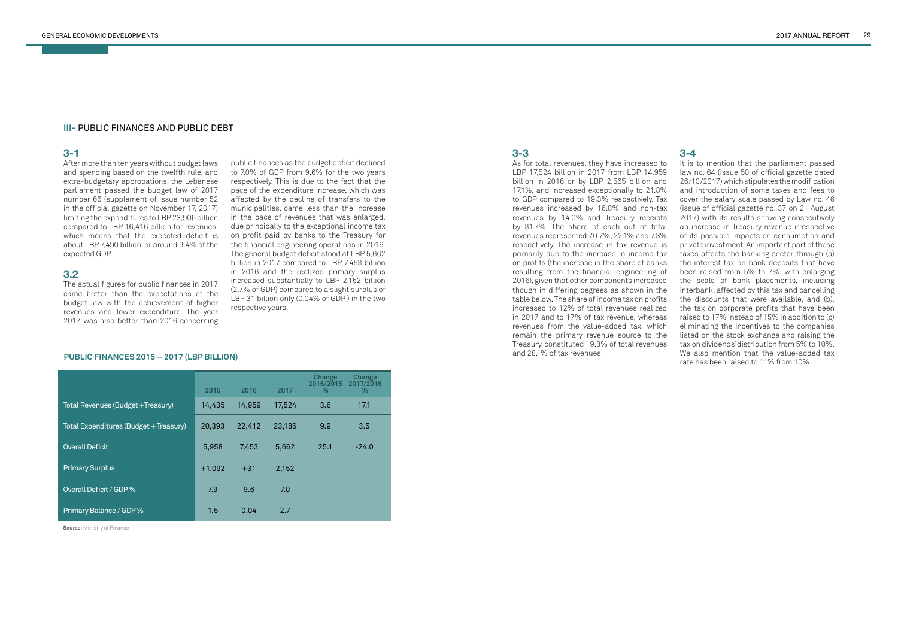## III- PUBLIC FINANCES AND PUBLIC DEBT

### 3-1

After more than ten years without budget laws and spending based on the twelfth rule, and extra-budgetary approbations, the Lebanese parliament passed the budget law of 2017 number 66 (supplement of issue number 52 in the official gazette on November 17, 2017) limiting the expenditures to LBP 23,906 billion compared to LBP 16,416 billion for revenues, which means that the expected deficit is about LBP 7,490 billion, or around 9.4% of the expected GDP.

### 3.2

The actual figures for public finances in 2017 came better than the expectations of the budget law with the achievement of higher revenues and lower expenditure. The year 2017 was also better than 2016 concerning public finances as the budget deficit declined to 7.0% of GDP from 9.6% for the two years respectively. This is due to the fact that the pace of the expenditure increase, which was affected by the decline of transfers to the municipalities, came less than the increase in the pace of revenues that was enlarged, due principally to the exceptional income tax on profit paid by banks to the Treasury for the financial engineering operations in 2016. The general budget deficit stood at LBP 5,662 billion in 2017 compared to LBP 7,453 billion in 2016 and the realized primary surplus increased substantially to LBP 2,152 billion (2.7% of GDP) compared to a slight surplus of LBP 31 billion only (0.04% of GDP ) in the two respective years.

**PUBLIC FINANCES 2015 – 2017 (LBP BILLION)**

| | 2015 | 2016 | 2017 | Change 2016/2015 % | Change 2017/2016 % |
|---|---|---|---|---|---|
| Total Revenues (Budget +Treasury) | 14,435 | 14,959 | 17,524 | 3.6 | 17.1 |
| Total Expenditures (Budget + Treasury) | 20,393 | 22,412 | 23,186 | 9.9 | 3.5 |
| Overall Deficit | 5,958 | 7,453 | 5,662 | 25.1 | -24.0 |
| Primary Surplus | +1,092 | +31 | 2,152 | | |
| Overall Deficit / GDP % | 7.9 | 9.6 | 7.0 | | |
| Primary Balance / GDP % | 1.5 | 0.04 | 2.7 | | |

**Source:** Ministry of Finance

### 3-3

As for total revenues, they have increased to LBP 17,524 billion in 2017 from LBP 14,959 billion in 2016 or by LBP 2,565 billion and 17.1%, and increased exceptionally to 21.8% to GDP compared to 19.3% respectively. Tax revenues increased by 16.8% and non-tax revenues by 14.0% and Treasury receipts by 31.7%. The share of each out of total revenues represented 70.7%, 22.1% and 7.3% respectively. The increase in tax revenue is primarily due to the increase in income tax on profits (the increase in the share of banks resulting from the financial engineering of 2016), given that other components increased though in differing degrees as shown in the table below. The share of income tax on profits increased to 12% of total revenues realized in 2017 and to 17% of tax revenue, whereas revenues from the value-added tax, which remain the primary revenue source to the Treasury, constituted 19.8% of total revenues and 28.1% of tax revenues.

### 3-4

It is to mention that the parliament passed law no. 64 (issue 50 of official gazette dated 26/10/2017) which stipulates the modification and introduction of some taxes and fees to cover the salary scale passed by Law no. 46 (issue of official gazette no. 37 on 21 August 2017) with its results showing consecutively an increase in Treasury revenue irrespective of its possible impacts on consumption and private investment. An important part of these taxes affects the banking sector through (a) the interest tax on bank deposits that have been raised from 5% to 7%, with enlarging the scale of bank placements, including interbank, affected by this tax and cancelling the discounts that were available, and (b), the tax on corporate profits that have been raised to 17% instead of 15% in addition to (c) eliminating the incentives to the companies listed on the stock exchange and raising the tax on dividends' distribution from 5% to 10%. We also mention that the value-added tax rate has been raised to 11% from 10%.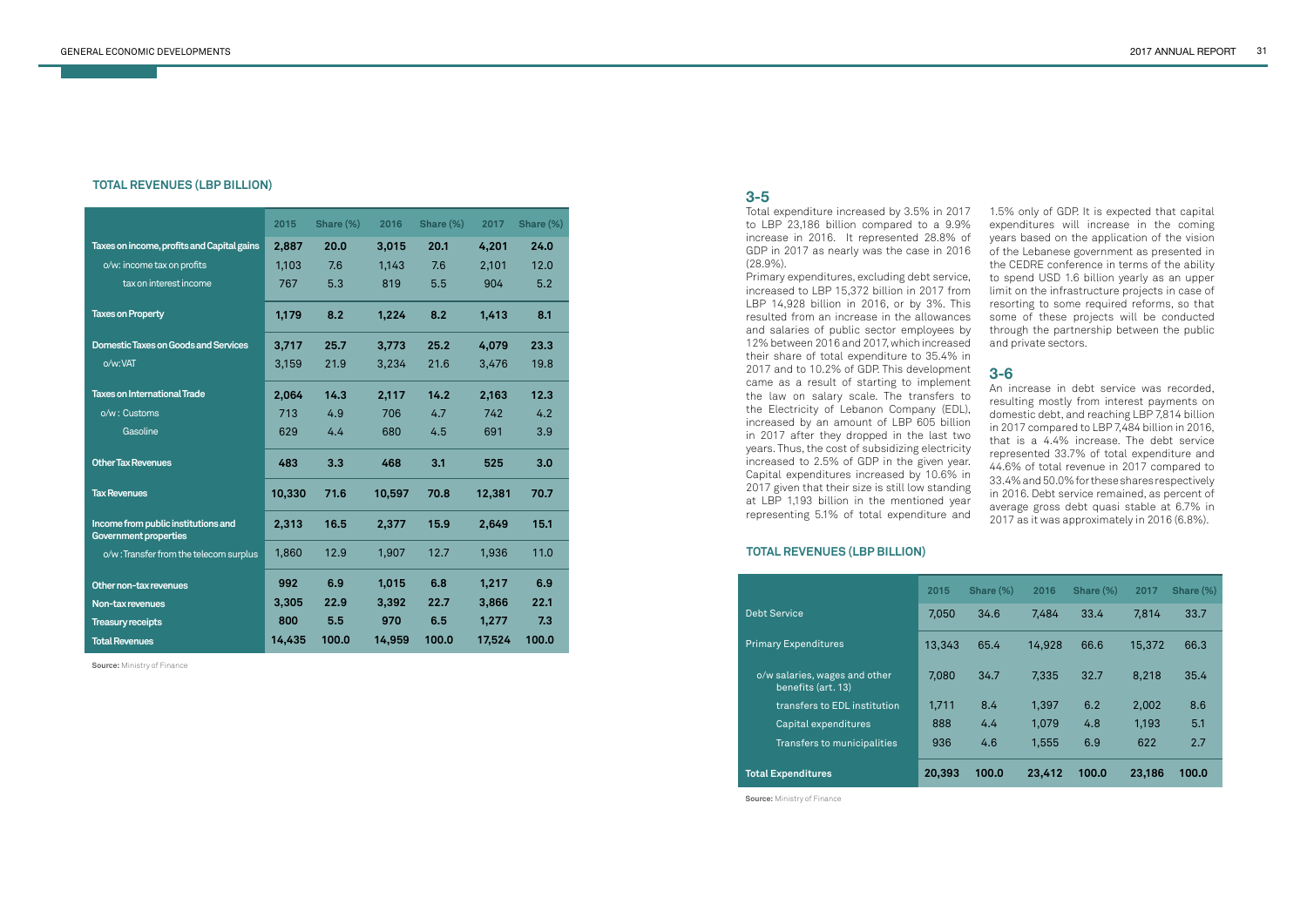## TOTAL REVENUES (LBP BILLION)

| | 2015 | Share (%) | 2016 | Share (%) | 2017 | Share (%) |
|---|---|---|---|---|---|---|
| **Taxes on income, profits and Capital gains** | **2,887** | **20.0** | **3,015** | **20.1** | **4,201** | **24.0** |
| o/w: income tax on profits | 1,103 | 7.6 | 1,143 | 7.6 | 2,101 | 12.0 |
| tax on interest income | 767 | 5.3 | 819 | 5.5 | 904 | 5.2 |
| **Taxes on Property** | **1,179** | **8.2** | **1,224** | **8.2** | **1,413** | **8.1** |
| **Domestic Taxes on Goods and Services** | **3,717** | **25.7** | **3,773** | **25.2** | **4,079** | **23.3** |
| o/w: VAT | 3,159 | 21.9 | 3,234 | 21.6 | 3,476 | 19.8 |
| **Taxes on International Trade** | **2,064** | **14.3** | **2,117** | **14.2** | **2,163** | **12.3** |
| o/w : Customs | 713 | 4.9 | 706 | 4.7 | 742 | 4.2 |
| Gasoline | 629 | 4.4 | 680 | 4.5 | 691 | 3.9 |
| **Other Tax Revenues** | **483** | **3.3** | **468** | **3.1** | **525** | **3.0** |
| **Tax Revenues** | **10,330** | **71.6** | **10,597** | **70.8** | **12,381** | **70.7** |
| **Income from public institutions and Government properties** | **2,313** | **16.5** | **2,377** | **15.9** | **2,649** | **15.1** |
| o/w : Transfer from the telecom surplus | 1,860 | 12.9 | 1,907 | 12.7 | 1,936 | 11.0 |
| **Other non-tax revenues** | **992** | **6.9** | **1,015** | **6.8** | **1,217** | **6.9** |
| **Non-tax revenues** | **3,305** | **22.9** | **3,392** | **22.7** | **3,866** | **22.1** |
| **Treasury receipts** | **800** | **5.5** | **970** | **6.5** | **1,277** | **7.3** |
| **Total Revenues** | **14,435** | **100.0** | **14,959** | **100.0** | **17,524** | **100.0** |

**Source:** Ministry of Finance

## 3-5

Total expenditure increased by 3.5% in 2017 to LBP 23,186 billion compared to a 9.9% increase in 2016. It represented 28.8% of GDP in 2017 as nearly was the case in 2016 (28.9%).

Primary expenditures, excluding debt service, increased to LBP 15,372 billion in 2017 from LBP 14,928 billion in 2016, or by 3%. This resulted from an increase in the allowances and salaries of public sector employees by 12% between 2016 and 2017, which increased their share of total expenditure to 35.4% in 2017 and to 10.2% of GDP. This development came as a result of starting to implement the law on salary scale. The transfers to the Electricity of Lebanon Company (EDL), increased by an amount of LBP 605 billion in 2017 after they dropped in the last two years. Thus, the cost of subsidizing electricity increased to 2.5% of GDP in the given year. Capital expenditures increased by 10.6% in 2017 given that their size is still low standing at LBP 1,193 billion in the mentioned year representing 5.1% of total expenditure and 1.5% only of GDP. It is expected that capital expenditures will increase in the coming years based on the application of the vision of the Lebanese government as presented in the CEDRE conference in terms of the ability to spend USD 1.6 billion yearly as an upper limit on the infrastructure projects in case of resorting to some required reforms, so that some of these projects will be conducted through the partnership between the public and private sectors.

## 3-6

An increase in debt service was recorded, resulting mostly from interest payments on domestic debt, and reaching LBP 7,814 billion in 2017 compared to LBP 7,484 billion in 2016, that is a 4.4% increase. The debt service represented 33.7% of total expenditure and 44.6% of total revenue in 2017 compared to 33.4% and 50.0% for these shares respectively in 2016. Debt service remained, as percent of average gross debt quasi stable at 6.7% in 2017 as it was approximately in 2016 (6.8%).

## TOTAL REVENUES (LBP BILLION)

| | 2015 | Share (%) | 2016 | Share (%) | 2017 | Share (%) |
|---|---|---|---|---|---|---|
| Debt Service | 7,050 | 34.6 | 7,484 | 33.4 | 7,814 | 33.7 |
| Primary Expenditures | 13,343 | 65.4 | 14,928 | 66.6 | 15,372 | 66.3 |
| o/w salaries, wages and other benefits (art. 13) | 7,080 | 34.7 | 7,335 | 32.7 | 8,218 | 35.4 |
| transfers to EDL institution | 1,711 | 8.4 | 1,397 | 6.2 | 2,002 | 8.6 |
| Capital expenditures | 888 | 4.4 | 1,079 | 4.8 | 1,193 | 5.1 |
| Transfers to municipalities | 936 | 4.6 | 1,555 | 6.9 | 622 | 2.7 |
| **Total Expenditures** | **20,393** | **100.0** | **23,412** | **100.0** | **23,186** | **100.0** |

**Source:** Ministry of Finance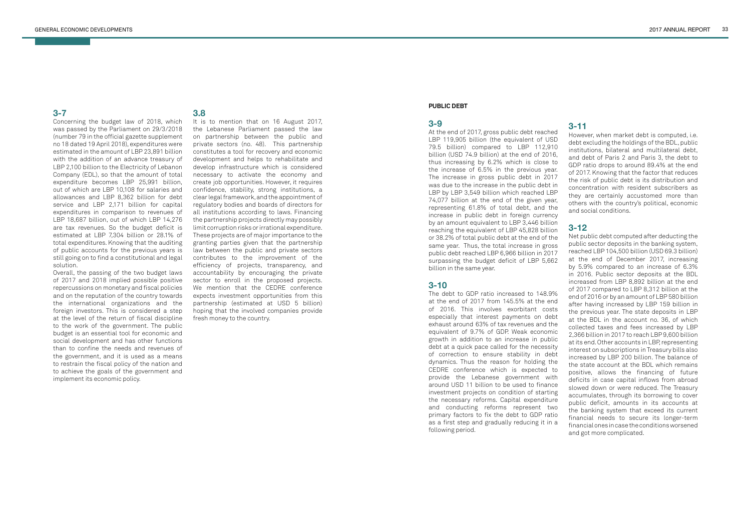### 3-7

Concerning the budget law of 2018, which was passed by the Parliament on 29/3/2018 (number 79 in the official gazette supplement no 18 dated 19 April 2018), expenditures were estimated in the amount of LBP 23,891 billion with the addition of an advance treasury of LBP 2,100 billion to the Electricity of Lebanon Company (EDL), so that the amount of total expenditure becomes LBP 25,991 billion, out of which are LBP 10,108 for salaries and allowances and LBP 8,362 billion for debt service and LBP 2,171 billion for capital expenditures in comparison to revenues of LBP 18,687 billion, out of which LBP 14,276 are tax revenues. So the budget deficit is estimated at LBP 7,304 billion or 28.1% of total expenditures. Knowing that the auditing of public accounts for the previous years is still going on to find a constitutional and legal solution.

Overall, the passing of the two budget laws of 2017 and 2018 implied possible positive repercussions on monetary and fiscal policies and on the reputation of the country towards the international organizations and the foreign investors. This is considered a step at the level of the return of fiscal discipline to the work of the government. The public budget is an essential tool for economic and social development and has other functions than to confine the needs and revenues of the government, and it is used as a means to restrain the fiscal policy of the nation and to achieve the goals of the government and implement its economic policy.

### 3.8

It is to mention that on 16 August 2017, the Lebanese Parliament passed the law on partnership between the public and private sectors (no. 48). This partnership constitutes a tool for recovery and economic development and helps to rehabilitate and develop infrastructure which is considered necessary to activate the economy and create job opportunities. However, it requires confidence, stability, strong institutions, a clear legal framework, and the appointment of regulatory bodies and boards of directors for all institutions according to laws. Financing the partnership projects directly may possibly limit corruption risks or irrational expenditure. These projects are of major importance to the granting parties given that the partnership law between the public and private sectors contributes to the improvement of the efficiency of projects, transparency, and accountability by encouraging the private sector to enroll in the proposed projects. We mention that the CEDRE conference expects investment opportunities from this partnership (estimated at USD 5 billion) hoping that the involved companies provide fresh money to the country.

## PUBLIC DEBT

### 3-9

At the end of 2017, gross public debt reached LBP 119,905 billion (the equivalent of USD 79.5 billion) compared to LBP 112,910 billion (USD 74.9 billion) at the end of 2016, thus increasing by 6.2% which is close to the increase of 6.5% in the previous year. The increase in gross public debt in 2017 was due to the increase in the public debt in LBP by LBP 3,549 billion which reached LBP 74,077 billion at the end of the given year, representing 61.8% of total debt, and the increase in public debt in foreign currency by an amount equivalent to LBP 3,446 billion reaching the equivalent of LBP 45,828 billion or 38.2% of total public debt at the end of the same year. Thus, the total increase in gross public debt reached LBP 6,966 billion in 2017 surpassing the budget deficit of LBP 5,662 billion in the same year.

### 3-10

The debt to GDP ratio increased to 148.9% at the end of 2017 from 145.5% at the end of 2016. This involves exorbitant costs especially that interest payments on debt exhaust around 63% of tax revenues and the equivalent of 9.7% of GDP. Weak economic growth in addition to an increase in public debt at a quick pace called for the necessity of correction to ensure stability in debt dynamics. Thus the reason for holding the CEDRE conference which is expected to provide the Lebanese government with around USD 11 billion to be used to finance investment projects on condition of starting the necessary reforms. Capital expenditure and conducting reforms represent two primary factors to fix the debt to GDP ratio as a first step and gradually reducing it in a following period.

### 3-11

However, when market debt is computed, i.e. debt excluding the holdings of the BDL, public institutions, bilateral and multilateral debt, and debt of Paris 2 and Paris 3, the debt to GDP ratio drops to around 89.4% at the end of 2017. Knowing that the factor that reduces the risk of public debt is its distribution and concentration with resident subscribers as they are certainly accustomed more than others with the country's political, economic and social conditions.

### 3-12

Net public debt computed after deducting the public sector deposits in the banking system, reached LBP 104,500 billion (USD 69.3 billion) at the end of December 2017, increasing by 5.9% compared to an increase of 6.3% in 2016. Public sector deposits at the BDL increased from LBP 8,892 billion at the end of 2017 compared to LBP 8,312 billion at the end of 2016 or by an amount of LBP 580 billion after having increased by LBP 159 billion in the previous year. The state deposits in LBP at the BDL in the account no. 36, of which collected taxes and fees increased by LBP 2,366 billion in 2017 to reach LBP 9,600 billion at its end. Other accounts in LBP, representing interest on subscriptions in Treasury bills also increased by LBP 200 billion. The balance of the state account at the BDL which remains positive, allows the financing of future deficits in case capital inflows from abroad slowed down or were reduced. The Treasury accumulates, through its borrowing to cover public deficit, amounts in its accounts at the banking system that exceed its current financial needs to secure its longer-term financial ones in case the conditions worsened and got more complicated.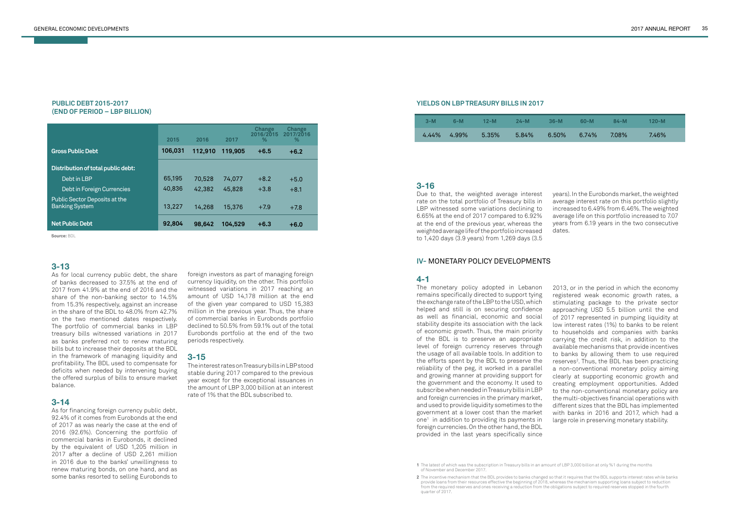**PUBLIC DEBT 2015-2017 (END OF PERIOD – LBP BILLION)**

| | 2015 | 2016 | 2017 | Change 2016/2015 % | Change 2017/2016 % |
|---|---|---|---|---|---|
| **Gross Public Debt** | **106,031** | **112,910** | **119,905** | **+6.5** | **+6.2** |
| **Distribution of total public debt:** | | | | | |
| Debt in LBP | 65,195 | 70,528 | 74,077 | +8.2 | +5.0 |
| Debt in Foreign Currencies | 40,836 | 42,382 | 45,828 | +3.8 | +8.1 |
| Public Sector Deposits at the Banking System | 13,227 | 14,268 | 15,376 | +7.9 | +7.8 |
| **Net Public Debt** | **92,804** | **98,642** | **104,529** | **+6.3** | **+6.0** |

**Source:** BDL

## 3-13

As for local currency public debt, the share of banks decreased to 37.5% at the end of 2017 from 41.9% at the end of 2016 and the share of the non-banking sector to 14.5% from 15.3% respectively, against an increase in the share of the BDL to 48.0% from 42.7% on the two mentioned dates respectively. The portfolio of commercial banks in LBP treasury bills witnessed variations in 2017 as banks preferred not to renew maturing bills but to increase their deposits at the BDL in the framework of managing liquidity and profitability. The BDL used to compensate for deficits when needed by intervening buying the offered surplus of bills to ensure market balance.

## 3-14

As for financing foreign currency public debt, 92.4% of it comes from Eurobonds at the end of 2017 as was nearly the case at the end of 2016 (92.6%). Concerning the portfolio of commercial banks in Eurobonds, it declined by the equivalent of USD 1,205 million in 2017 after a decline of USD 2,261 million in 2016 due to the banks' unwillingness to renew maturing bonds, on one hand, and as some banks resorted to selling Eurobonds to foreign investors as part of managing foreign currency liquidity, on the other. This portfolio witnessed variations in 2017 reaching an amount of USD 14,178 million at the end of the given year compared to USD 15,383 million in the previous year. Thus, the share of commercial banks in Eurobonds portfolio declined to 50.5% from 59.1% out of the total Eurobonds portfolio at the end of the two periods respectively.

## 3-15

The interest rates on Treasury bills in LBP stood stable during 2017 compared to the previous year except for the exceptional issuances in the amount of LBP 3,000 billion at an interest rate of 1% that the BDL subscribed to.

**YIELDS ON LBP TREASURY BILLS IN 2017**

| 3-M | 6-M | 12-M | 24-M | 36-M | 60-M | 84-M | 120-M |
|---|---|---|---|---|---|---|---|
| 4.44% | 4.99% | 5.35% | 5.84% | 6.50% | 6.74% | 7.08% | 7.46% |

## 3-16

Due to that, the weighted average interest rate on the total portfolio of Treasury bills in LBP witnessed some variations declining to 6.65% at the end of 2017 compared to 6.92% at the end of the previous year, whereas the weighted average life of the portfolio increased to 1,420 days (3.9 years) from 1,269 days (3.5 years). In the Eurobonds market, the weighted average interest rate on this portfolio slightly increased to 6.49% from 6.46%. The weighted average life on this portfolio increased to 7.07 years from 6.19 years in the two consecutive dates.

# IV- MONETARY POLICY DEVELOPMENTS

## 4-1

The monetary policy adopted in Lebanon remains specifically directed to support tying the exchange rate of the LBP to the USD, which helped and still is on securing confidence as well as financial, economic and social stability despite its association with the lack of economic growth. Thus, the main priority of the BDL is to preserve an appropriate level of foreign currency reserves through the usage of all available tools. In addition to the efforts spent by the BDL to preserve the reliability of the peg, it worked in a parallel and growing manner at providing support for the government and the economy. It used to subscribe when needed in Treasury bills in LBP and foreign currencies in the primary market, and used to provide liquidity sometimes to the government at a lower cost than the market one[1] in addition to providing its payments in foreign currencies. On the other hand, the BDL provided in the last years specifically since 2013, or in the period in which the economy registered weak economic growth rates, a stimulating package to the private sector approaching USD 5.5 billion until the end of 2017 represented in pumping liquidity at low interest rates (1%) to banks to be relent to households and companies with banks carrying the credit risk, in addition to the available mechanisms that provide incentives to banks by allowing them to use required reserves[2]. Thus, the BDL has been practicing a non-conventional monetary policy aiming clearly at supporting economic growth and creating employment opportunities. Added to the non-conventional monetary policy are the multi-objectives financial operations with different sizes that the BDL has implemented with banks in 2016 and 2017, which had a large role in preserving monetary stability.

1 The latest of which was the subscription in Treasury bills in an amount of LBP 3,000 billion at only %1 during the months of November and December 2017.

2 The incentive mechanism that the BDL provides to banks changed so that it requires that the BDL supports interest rates while banks provide loans from their resources effective the beginning of 2018, whereas the mechanism supporting loans subject to reduction from the required reserves and ones receiving a reduction from the obligations subject to required reserves stopped in the fourth quarter of 2017.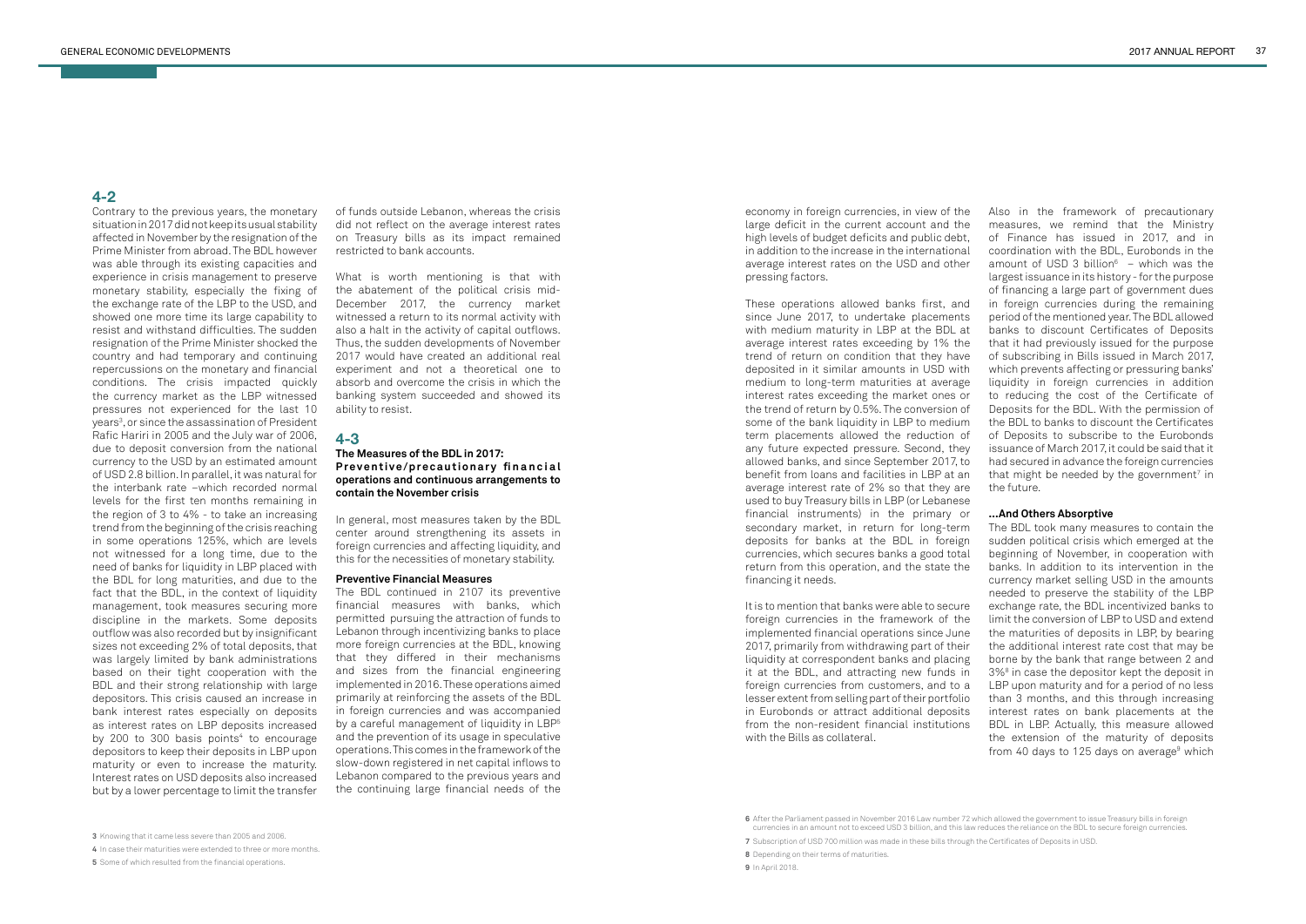## 4-2

Contrary to the previous years, the monetary situation in 2017 did not keep its usual stability affected in November by the resignation of the Prime Minister from abroad. The BDL however was able through its existing capacities and experience in crisis management to preserve monetary stability, especially the fixing of the exchange rate of the LBP to the USD, and showed one more time its large capability to resist and withstand difficulties. The sudden resignation of the Prime Minister shocked the country and had temporary and continuing repercussions on the monetary and financial conditions. The crisis impacted quickly the currency market as the LBP witnessed pressures not experienced for the last 10 years[3], or since the assassination of President Rafic Hariri in 2005 and the July war of 2006, due to deposit conversion from the national currency to the USD by an estimated amount of USD 2.8 billion. In parallel, it was natural for the interbank rate –which recorded normal levels for the first ten months remaining in the region of 3 to 4% - to take an increasing trend from the beginning of the crisis reaching in some operations 125%, which are levels not witnessed for a long time, due to the need of banks for liquidity in LBP placed with the BDL for long maturities, and due to the fact that the BDL, in the context of liquidity management, took measures securing more discipline in the markets. Some deposits outflow was also recorded but by insignificant sizes not exceeding 2% of total deposits, that was largely limited by bank administrations based on their tight cooperation with the BDL and their strong relationship with large depositors. This crisis caused an increase in bank interest rates especially on LBP deposits as interest rates on LBP deposits increased by 200 to 300 basis points[4] to encourage depositors to keep their deposits in LBP upon maturity or even to increase the maturity. Interest rates on USD deposits also increased but by a lower percentage to limit the transfer of funds outside Lebanon, whereas the crisis did not reflect on the average interest rates on Treasury bills as its impact remained restricted to bank accounts.

What is worth mentioning is that with the abatement of the political crisis mid-December 2017, the currency market witnessed a return to its normal activity with also a halt in the activity of capital outflows. Thus, the sudden developments of November 2017 would have created an additional real experiment and not a theoretical one to absorb and overcome the crisis in which the banking system succeeded and showed its ability to resist.

## 4-3

### The Measures of the BDL in 2017: Preventive/precautionary financial operations and continuous arrangements to contain the November crisis

In general, most measures taken by the BDL center around strengthening its assets in foreign currencies and affecting liquidity, and this for the necessities of monetary stability.

#### Preventive Financial Measures

The BDL continued in 2107 its preventive financial measures with banks, which permitted pursuing the attraction of funds to Lebanon through incentivizing banks to place more foreign currencies at the BDL, knowing that they differed in their mechanisms and sizes from the financial engineering implemented in 2016. These operations aimed primarily at reinforcing the assets of the BDL in foreign currencies and was accompanied by a careful management of liquidity in LBP[5] and the prevention of its usage in speculative operations. This comes in the framework of the slow-down registered in net capital inflows to Lebanon compared to the previous years and the continuing large financial needs of the economy in foreign currencies, in view of the large deficit in the current account and the high levels of budget deficits and public debt, in addition to the increase in the international average interest rates on the USD and other pressing factors.

These operations allowed banks first, and since June 2017, to undertake placements with medium maturity in LBP at the BDL at average interest rates exceeding by 1% the trend of return on condition that they have deposited in it similar amounts in USD with medium to long-term maturities at average interest rates exceeding the market ones or the trend of return by 0.5%. The conversion of some of the bank liquidity in LBP to medium term placements allowed the reduction of any future expected pressure. Second, they allowed banks, and since September 2017, to benefit from loans and facilities in LBP at an average interest rate of 2% so that they are used to buy Treasury bills in LBP (or Lebanese financial instruments) in the primary or secondary market, in return for long-term deposits for banks at the BDL in foreign currencies, which secures banks a good total return from this operation, and the state the financing it needs.

It is to mention that banks were able to secure foreign currencies in the framework of the implemented financial operations since June 2017, primarily from withdrawing part of their liquidity at correspondent banks and placing it at the BDL, and attracting new funds in foreign currencies from customers, and to a lesser extent from selling part of their portfolio in Eurobonds or attract additional deposits from the non-resident financial institutions with the Bills as collateral.

Also in the framework of precautionary measures, we remind that the Ministry of Finance has issued in 2017, and in coordination with the BDL, Eurobonds in the amount of USD 3 billion[6] – which was the largest issuance in its history - for the purpose of financing a large part of government dues in foreign currencies during the remaining period of the mentioned year. The BDL allowed banks to discount Certificates of Deposits that it had previously issued for the purpose of subscribing in Bills issued in March 2017, which prevents affecting or pressuring banks' liquidity in foreign currencies in addition to reducing the cost of the Certificate of Deposits for the BDL. With the permission of the BDL to banks to discount the Certificates of Deposits to subscribe to the Eurobonds issuance of March 2017, it could be said that it had secured in advance the foreign currencies that might be needed by the government[7] in the future.

#### ...And Others Absorptive

The BDL took many measures to contain the sudden political crisis which emerged at the beginning of November, in cooperation with banks. In addition to its intervention in the currency market selling USD in the amounts needed to preserve the stability of the LBP exchange rate, the BDL incentivized banks to limit the conversion of LBP to USD and extend the maturities of deposits in LBP, by bearing the additional interest rate cost that may be borne by the bank that range between 2 and 3%[8] in case the depositor kept the deposit in LBP upon maturity and for a period of no less than 3 months, and this through increasing interest rates on bank placements at the BDL in LBP. Actually, this measure allowed the extension of the maturity of deposits from 40 days to 125 days on average[9] which

---

[3] Knowing that it came less severe than 2005 and 2006.

[4] In case their maturities were extended to three or more months.

[5] Some of which resulted from the financial operations.

[6] After the Parliament passed in November 2016 Law number 72 which allowed the government to issue Treasury bills in foreign currencies in an amount not to exceed USD 3 billion, and this law reduces the reliance on the BDL to secure foreign currencies.

[7] Subscription of USD 700 million was made in these bills through the Certificates of Deposits in USD.

[8] Depending on their terms of maturities.

[9] In April 2018.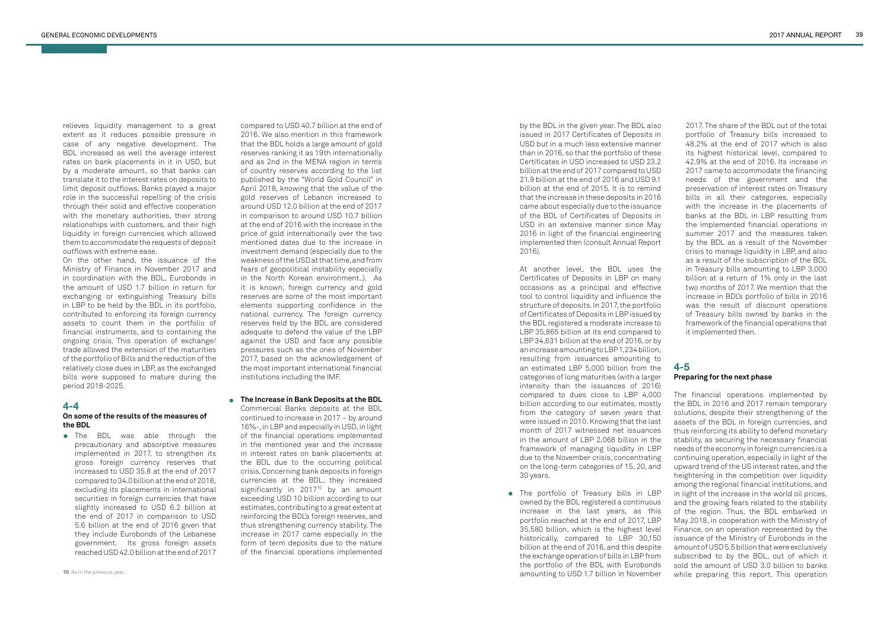relieves liquidity management to a great extent as it reduces possible pressure in case of any negative development. The BDL increased as well the average interest rates on bank placements in it in USD, but by a moderate amount, so that banks can translate it to the interest rates on deposits to limit deposit outflows. Banks played a major role in the successful repelling of the crisis through their solid and effective cooperation with the monetary authorities, their strong relationships with customers, and their high liquidity in foreign currencies which allowed them to accommodate the requests of deposit outflows with extreme ease.

On the other hand, the issuance of the Ministry of Finance in November 2017 and in coordination with the BDL, Eurobonds in the amount of USD 1.7 billion in return for exchanging or extinguishing Treasury bills in LBP to be held by the BDL in its portfolio, contributed to enforcing its foreign currency assets to count them in the portfolio of financial instruments, and to containing the ongoing crisis. This operation of exchange/trade allowed the extension of the maturities of the portfolio of Bills and the reduction of the relatively close dues in LBP, as the exchanged bills were supposed to mature during the period 2018-2025.

## 4-4

### On some of the results of the measures of the BDL

- The BDL was able through the precautionary and absorptive measures implemented in 2017, to strengthen its gross foreign currency reserves that increased to USD 35.8 at the end of 2017 compared to 34.0 billion at the end of 2016, excluding its placements in international securities in foreign currencies that have slightly increased to USD 6.2 billion at the end of 2017 in comparison to USD 5.6 billion at the end of 2016 given that they include Eurobonds of the Lebanese government. Its gross foreign assets reached USD 42.0 billion at the end of 2017 compared to USD 40.7 billion at the end of 2016. We also mention in this framework that the BDL holds a large amount of gold reserves ranking it as 19th internationally and as 2nd in the MENA region in terms of country reserves according to the list published by the "World Gold Council" in April 2018, knowing that the value of the gold reserves of Lebanon increased to around USD 12.0 billion at the end of 2017 in comparison to around USD 10.7 billion at the end of 2016 with the increase in the price of gold internationally over the two mentioned dates due to the increase in investment demand (especially due to the weakness of the USD at that time, and from fears of geopolitical instability especially in the North Korean environment..). As it is known, foreign currency and gold reserves are some of the most important elements supporting confidence in the national currency. The foreign currency reserves held by the BDL are considered adequate to defend the value of the LBP against the USD and face any possible pressures such as the ones of November 2017, based on the acknowledgement of the most important international financial institutions including the IMF.

- **The Increase in Bank Deposits at the BDL**
  Commercial Banks deposits at the BDL continued to increase in 2017 – by around 16%-, in LBP and especially in USD, in light of the financial operations implemented in the mentioned year and the increase in interest rates on bank placements at the BDL due to the occurring political crisis. Concerning bank deposits in foreign currencies at the BDL, they increased significantly in 2017[10] by an amount exceeding USD 10 billion according to our estimates, contributing to a great extent at reinforcing the BDL's foreign reserves, and thus strengthening currency stability. The increase in 2017 came especially in the form of term deposits due to the nature of the financial operations implemented by the BDL in the given year. The BDL also issued in 2017 Certificates of Deposits in USD but in a much less extensive manner than in 2016, so that the portfolio of these Certificates in USD increased to USD 23.2 billion at the end of 2017 compared to USD 21.9 billion at the end of 2016 and USD 9.1 billion at the end of 2015. It is to remind that the increase in these deposits in 2016 came about especially due to the issuance of the BDL of Certificates of Deposits in USD in an extensive manner since May 2016 in light of the financial engineering implemented then (consult Annual Report 2016).

  At another level, the BDL uses the Certificates of Deposits in LBP on many occasions as a principal and effective tool to control liquidity and influence the structure of deposits. In 2017, the portfolio of Certificates of Deposits in LBP issued by the BDL registered a moderate increase to LBP 35,865 billion at its end compared to LBP 34,631 billion at the end of 2016, or by an increase amounting to LBP 1,234 billion, resulting from issuances amounting to an estimated LBP 5,000 billion from the categories of long maturities (with a larger intensity than the issuances of 2016) compared to dues close to LBP 4,000 billion according to our estimates, mostly from the category of seven years that were issued in 2010. Knowing that the last month of 2017 witnessed net issuances in the amount of LBP 2,068 billion in the framework of managing liquidity in LBP due to the November crisis, concentrating on the long-term categories of 15, 20, and 30 years.

- The portfolio of Treasury bills in LBP owned by the BDL registered a continuous increase in the last years, as this portfolio reached at the end of 2017, LBP 35,580 billion, which is the highest level historically, compared to LBP 30,150 billion at the end of 2016, and this despite the exchange operation of bills in LBP from the portfolio of the BDL with Eurobonds amounting to USD 1.7 billion in November 2017. The share of the BDL out of the total portfolio of Treasury bills increased to 48.2% at the end of 2017 which is also its highest historical level, compared to 42.9% at the end of 2016. Its increase in 2017 came to accommodate the financing needs of the government and the preservation of interest rates on Treasury bills in all their categories, especially with the increase in the placements of banks at the BDL in LBP resulting from the implemented financial operations in summer 2017 and the measures taken by the BDL as a result of the November crisis to manage liquidity in LBP, and also as a result of the subscription of the BDL in Treasury bills amounting to LBP 3,000 billion at a return of 1% only in the last two months of 2017. We mention that the increase in BDL's portfolio of bills in 2016 was the result of discount operations of Treasury bills owned by banks in the framework of the financial operations that it implemented then.

## 4-5

### Preparing for the next phase

The financial operations implemented by the BDL in 2016 and 2017 remain temporary solutions, despite their strengthening of the assets of the BDL in foreign currencies, and thus reinforcing its ability to defend monetary stability, as securing the necessary financial needs of the economy in foreign currencies is a continuing operation, especially in light of the upward trend of the US interest rates, and the heightening in the competition over liquidity among the regional financial institutions, and in light of the increase in the world oil prices, and the growing fears related to the stability of the region. Thus, the BDL embarked in May 2018, in cooperation with the Ministry of Finance, on an operation represented by the issuance of the Ministry of Eurobonds in the amount of USD 5.5 billion that were exclusively subscribed to by the BDL, out of which it sold the amount of USD 3.0 billion to banks while preparing this report. This operation

10 As in the previous year.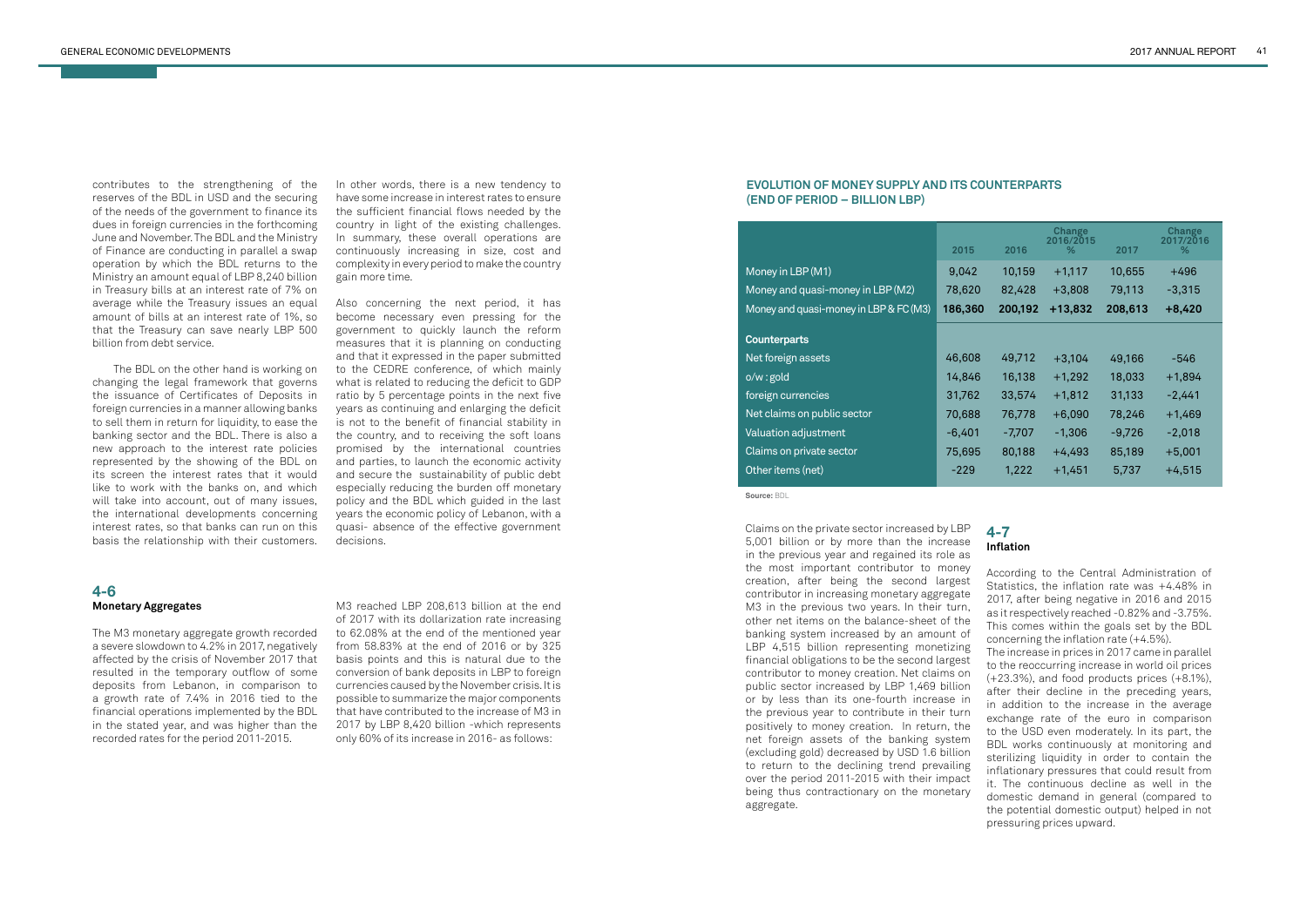contributes to the strengthening of the reserves of the BDL in USD and the securing of the needs of the government to finance its dues in foreign currencies in the forthcoming June and November. The BDL and the Ministry of Finance are conducting in parallel a swap operation by which the BDL returns to the Ministry an amount equal of LBP 8,240 billion in Treasury bills at an interest rate of 7% on average while the Treasury issues an equal amount of bills at an interest rate of 1%, so that the Treasury can save nearly LBP 500 billion from debt service.

The BDL on the other hand is working on changing the legal framework that governs the issuance of Certificates of Deposits in foreign currencies in a manner allowing banks to sell them in return for liquidity, to ease the banking sector and the BDL. There is also a new approach to the interest rate policies represented by the showing of the BDL on its screen the interest rates that it would like to work with the banks on, and which will take into account, out of many issues, the international developments concerning interest rates, so that banks can run on this basis the relationship with their customers.

In other words, there is a new tendency to have some increase in interest rates to ensure the sufficient financial flows needed by the country in light of the existing challenges. In summary, these overall operations are continuously increasing in size, cost and complexity in every period to make the country gain more time.

Also concerning the next period, it has become necessary even pressing for the government to quickly launch the reform measures that it is planning on conducting and that it expressed in the paper submitted to the CEDRE conference, of which mainly what is related to reducing the deficit to GDP ratio by 5 percentage points in the next five years as continuing and enlarging the deficit is not to the benefit of financial stability in the country, and to receiving the soft loans promised by the international countries and parties, to launch the economic activity and secure the sustainability of public debt especially reducing the burden off monetary policy and the BDL which guided in the last years the economic policy of Lebanon, with a quasi- absence of the effective government decisions.

## 4-6 Monetary Aggregates

The M3 monetary aggregate growth recorded a severe slowdown to 4.2% in 2017, negatively affected by the crisis of November 2017 that resulted in the temporary outflow of some deposits from Lebanon, in comparison to a growth rate of 7.4% in 2016 tied to the financial operations implemented by the BDL in the stated year, and was higher than the recorded rates for the period 2011-2015.

M3 reached LBP 208,613 billion at the end of 2017 with its dollarization rate increasing to 62.08% at the end of the mentioned year from 58.83% at the end of 2016 or by 325 basis points and this is natural due to the conversion of bank deposits in LBP to foreign currencies caused by the November crisis. It is possible to summarize the major components that have contributed to the increase of M3 in 2017 by LBP 8,420 billion -which represents only 60% of its increase in 2016- as follows:

**EVOLUTION OF MONEY SUPPLY AND ITS COUNTERPARTS (END OF PERIOD – BILLION LBP)**

| | 2015 | 2016 | Change 2016/2015 % | 2017 | Change 2017/2016 % |
|---|---|---|---|---|---|
| Money in LBP (M1) | 9,042 | 10,159 | +1,117 | 10,655 | +496 |
| Money and quasi-money in LBP (M2) | 78,620 | 82,428 | +3,808 | 79,113 | -3,315 |
| **Money and quasi-money in LBP & FC (M3)** | **186,360** | **200,192** | **+13,832** | **208,613** | **+8,420** |
| **Counterparts** | | | | | |
| Net foreign assets | 46,608 | 49,712 | +3,104 | 49,166 | -546 |
| o/w : gold | 14,846 | 16,138 | +1,292 | 18,033 | +1,894 |
| foreign currencies | 31,762 | 33,574 | +1,812 | 31,133 | -2,441 |
| Net claims on public sector | 70,688 | 76,778 | +6,090 | 78,246 | +1,469 |
| Valuation adjustment | -6,401 | -7,707 | -1,306 | -9,726 | -2,018 |
| Claims on private sector | 75,695 | 80,188 | +4,493 | 85,189 | +5,001 |
| Other items (net) | -229 | 1,222 | +1,451 | 5,737 | +4,515 |

**Source:** BDL

Claims on the private sector increased by LBP 5,001 billion or by more than the increase in the previous year and regained its role as the most important contributor to money creation, after being the second largest contributor in increasing monetary aggregate M3 in the previous two years. In their turn, other net items on the balance-sheet of the banking system increased by an amount of LBP 4,515 billion representing monetizing financial obligations to be the second largest contributor to money creation. Net claims on public sector increased by LBP 1,469 billion or by less than its one-fourth increase in the previous year to contribute in their turn positively to money creation. In return, the net foreign assets of the banking system (excluding gold) decreased by USD 1.6 billion to return to the declining trend prevailing over the period 2011-2015 with their impact being thus contractionary on the monetary aggregate.

## 4-7 Inflation

According to the Central Administration of Statistics, the inflation rate was +4.48% in 2017, after being negative in 2016 and 2015 as it respectively reached -0.82% and -3.75%. This comes within the goals set by the BDL concerning the inflation rate (+4.5%).

The increase in prices in 2017 came in parallel to the reoccurring increase in world oil prices (+23.3%), and food products prices (+8.1%), after their decline in the preceding years, in addition to the increase in the average exchange rate of the euro in comparison to the USD even moderately. In its part, the BDL works continuously at monitoring and sterilizing liquidity in order to contain the inflationary pressures that could result from it. The continuous decline as well in the domestic demand in general (compared to the potential domestic output) helped in not pressuring prices upward.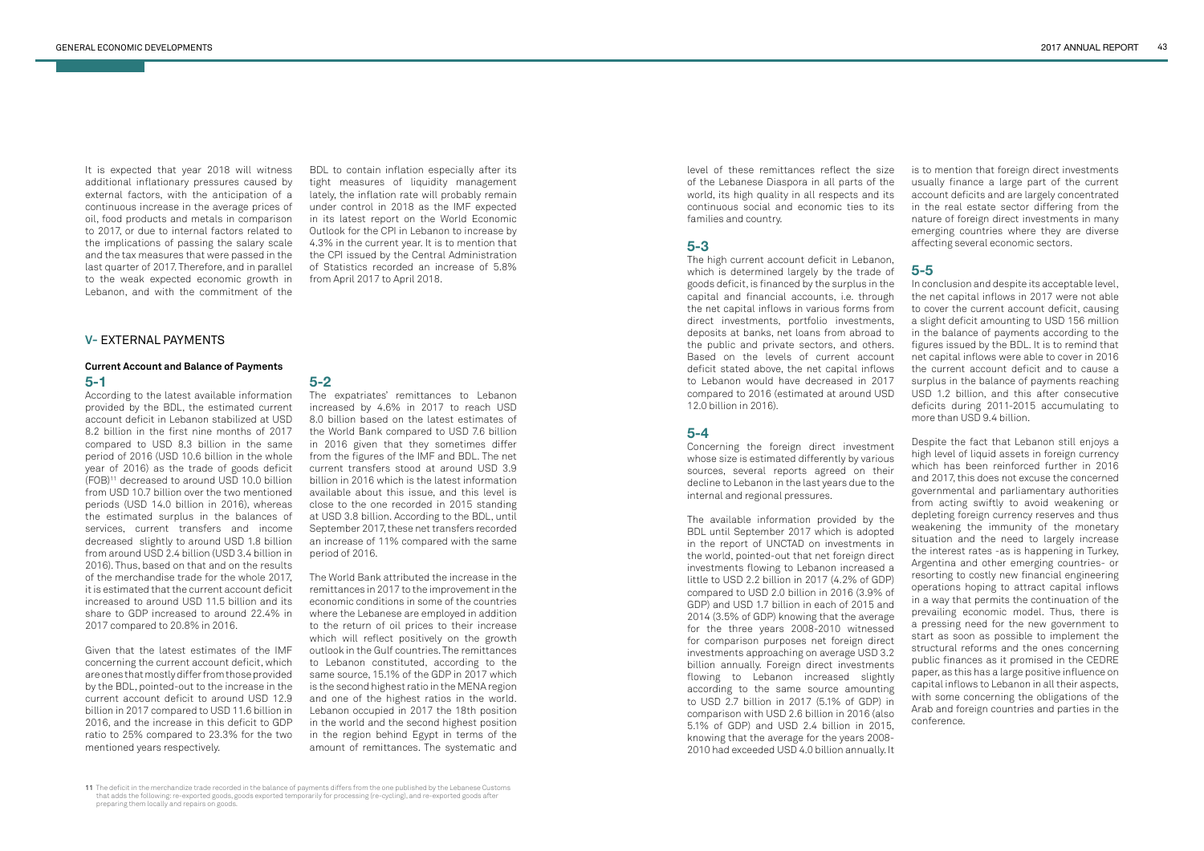It is expected that year 2018 will witness additional inflationary pressures caused by external factors, with the anticipation of a continuous increase in the average prices of oil, food products and metals in comparison to 2017, or due to internal factors related to the implications of passing the salary scale and the tax measures that were passed in the last quarter of 2017. Therefore, and in parallel to the weak expected economic growth in Lebanon, and with the commitment of the BDL to contain inflation especially after its tight measures of liquidity management lately, the inflation rate will probably remain under control in 2018 as the IMF expected in its latest report on the World Economic Outlook for the CPI in Lebanon to increase by 4.3% in the current year. It is to mention that the CPI issued by the Central Administration of Statistics recorded an increase of 5.8% from April 2017 to April 2018.

## V- EXTERNAL PAYMENTS

### Current Account and Balance of Payments

### 5-1

According to the latest available information provided by the BDL, the estimated current account deficit in Lebanon stabilized at USD 8.2 billion in the first nine months of 2017 compared to USD 8.3 billion in the same period of 2016 (USD 10.6 billion in the whole year of 2016) as the trade of goods deficit (FOB)[11] decreased to around USD 10.0 billion from USD 10.7 billion over the two mentioned periods (USD 14.0 billion in 2016), whereas the estimated surplus in the balances of services, current transfers and income decreased slightly to around USD 1.8 billion from around USD 2.4 billion (USD 3.4 billion in 2016). Thus, based on that and on the results of the merchandise trade for the whole 2017, it is estimated that the current account deficit increased to around USD 11.5 billion and its share to GDP increased to around 22.4% in 2017 compared to 20.8% in 2016.

Given that the latest estimates of the IMF concerning the current account deficit, which are ones that mostly differ from those provided by the BDL, pointed-out to the increase in the current account deficit to around USD 12.9 billion in 2017 compared to USD 11.6 billion in 2016, and the increase in this deficit to GDP ratio to 25% compared to 23.3% for the two mentioned years respectively.

### 5-2

The expatriates' remittances to Lebanon increased by 4.6% in 2017 to reach USD 8.0 billion based on the latest estimates of the World Bank compared to USD 7.6 billion in 2016 given that they sometimes differ from the figures of the IMF and BDL. The net current transfers stood at around USD 3.9 billion in 2016 which is the latest information available about this issue, and this level is close to the one recorded in 2015 standing at USD 3.8 billion. According to the BDL, until September 2017, these net transfers recorded an increase of 11% compared with the same period of 2016.

The World Bank attributed the increase in the remittances in 2017 to the improvement in the economic conditions in some of the countries where the Lebanese are employed in addition to the return of oil prices to their increase which will reflect positively on the growth outlook in the Gulf countries. The remittances to Lebanon constituted, according to the same source, 15.1% of the GDP in 2017 which is the second highest ratio in the MENA region and one of the highest ratios in the world. Lebanon occupied in 2017 the 18th position in the world and the second highest position in the region behind Egypt in terms of the amount of remittances. The systematic and level of these remittances reflect the size of the Lebanese Diaspora in all parts of the world, its high quality in all respects and its continuous social and economic ties to its families and country.

### 5-3

The high current account deficit in Lebanon, which is determined largely by the trade of goods deficit, is financed by the surplus in the capital and financial accounts, i.e. through the net capital inflows in various forms from direct investments, portfolio investments, deposits at banks, net loans from abroad to the public and private sectors, and others. Based on the levels of current account deficit stated above, the net capital inflows to Lebanon would have decreased in 2017 compared to 2016 (estimated at around USD 12.0 billion in 2016).

### 5-4

Concerning the foreign direct investment whose size is estimated differently by various sources, several reports agreed on their decline to Lebanon in the last years due to the internal and regional pressures.

The available information provided by the BDL until September 2017 which is adopted in the report of UNCTAD on investments in the world, pointed-out that net foreign direct investments flowing to Lebanon increased a little to USD 2.2 billion in 2017 (4.2% of GDP) compared to USD 2.0 billion in 2016 (3.9% of GDP) and USD 1.7 billion in each of 2015 and 2014 (3.5% of GDP) knowing that the average for the three years 2008-2010 witnessed for comparison purposes net foreign direct investments approaching on average USD 3.2 billion annually. Foreign direct investments flowing to Lebanon increased slightly according to the same source amounting to USD 2.7 billion in 2017 (5.1% of GDP) in comparison with USD 2.6 billion in 2016 (also 5.1% of GDP) and USD 2.4 billion in 2015, knowing that the average for the years 2008-2010 had exceeded USD 4.0 billion annually. It is to mention that foreign direct investments usually finance a large part of the current account deficits and are largely concentrated in the real estate sector differing from the nature of foreign direct investments in many emerging countries where they are diverse affecting several economic sectors.

### 5-5

In conclusion and despite its acceptable level, the net capital inflows in 2017 were not able to cover the current account deficit, causing a slight deficit amounting to USD 156 million in the balance of payments according to the figures issued by the BDL. It is to remind that net capital inflows were able to cover in 2016 the current account deficit and to cause a surplus in the balance of payments reaching USD 1.2 billion, and this after consecutive deficits during 2011-2015 accumulating to more than USD 9.4 billion.

Despite the fact that Lebanon still enjoys a high level of liquid assets in foreign currency which has been reinforced further in 2016 and 2017, this does not excuse the concerned governmental and parliamentary authorities from acting swiftly to avoid weakening or depleting foreign currency reserves and thus weakening the immunity of the monetary situation and the need to largely increase the interest rates -as is happening in Turkey, Argentina and other emerging countries- or resorting to costly new financial engineering operations hoping to attract capital inflows in a way that permits the continuation of the prevailing economic model. Thus, there is a pressing need for the new government to start as soon as possible to implement the structural reforms and the ones concerning public finances as it promised in the CEDRE paper, as this has a large positive influence on capital inflows to Lebanon in all their aspects, with some concerning the obligations of the Arab and foreign countries and parties in the conference.

[11] The deficit in the merchandize trade recorded in the balance of payments differs from the one published by the Lebanese Customs that adds the following: re-exported goods, goods exported temporarily for processing (re-cycling), and re-exported goods after preparing them locally and repairs on goods.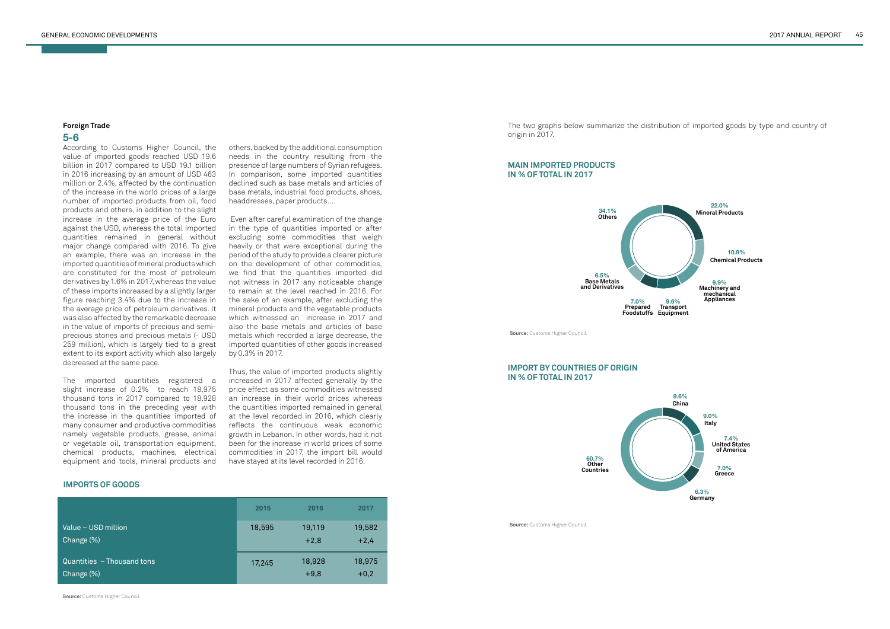## Foreign Trade

### 5-6

According to Customs Higher Council, the value of imported goods reached USD 19.6 billion in 2017 compared to USD 19.1 billion in 2016 increasing by an amount of USD 463 million or 2.4%, affected by the continuation of the increase in the world prices of a large number of imported products from oil, food products and others, in addition to the slight increase in the average price of the Euro against the USD, whereas the total imported quantities remained in general without major change compared with 2016. To give an example, there was an increase in the imported quantities of mineral products which are constituted for the most of petroleum derivatives by 1.6% in 2017, whereas the value of these imports increased by a slightly larger figure reaching 3.4% due to the increase in the average price of petroleum derivatives. It was also affected by the remarkable decrease in the value of imports of precious and semi-precious stones and precious metals (- USD 259 million), which is largely tied to a great extent to its export activity which also largely decreased at the same pace.

The imported quantities registered a slight increase of 0.2% to reach 18,975 thousand tons in 2017 compared to 18,928 thousand tons in the preceding year with the increase in the quantities imported of many consumer and productive commodities namely vegetable products, grease, animal or vegetable oil, transportation equipment, chemical products, machines, electrical equipment and tools, mineral products and others, backed by the additional consumption needs in the country resulting from the presence of large numbers of Syrian refugees. In comparison, some imported quantities declined such as base metals and articles of base metals, industrial food products, shoes, headdresses, paper products….

Even after careful examination of the change in the type of quantities imported or after excluding some commodities that weigh heavily or that were exceptional during the period of the study to provide a clearer picture on the development of other commodities, we find that the quantities imported did not witness in 2017 any noticeable change to remain at the level reached in 2016. For the sake of an example, after excluding the mineral products and the vegetable products which witnessed an increase in 2017 and also the base metals and articles of base metals which recorded a large decrease, the imported quantities of other goods increased by 0.3% in 2017.

Thus, the value of imported products slightly increased in 2017 affected generally by the price effect as some commodities witnessed an increase in their world prices whereas the quantities imported remained in general at the level recorded in 2016, which clearly reflects the continuous weak economic growth in Lebanon. In other words, had it not been for the increase in world prices of some commodities in 2017, the import bill would have stayed at its level recorded in 2016.

### IMPORTS OF GOODS

| | 2015 | 2016 | 2017 |
|---|---|---|---|
| Value – USD million | 18,595 | 19,119 | 19,582 |
| Change (%) | | +2,8 | +2,4 |
| Quantities – Thousand tons | 17,245 | 18,928 | 18,975 |
| Change (%) | | +9,8 | +0,2 |

**Source:** Customs Higher Council.

The two graphs below summarize the distribution of imported goods by type and country of origin in 2017.

### MAIN IMPORTED PRODUCTS IN % OF TOTAL IN 2017

- 22.0% Mineral Products
- 10.9% Chemical Products
- 9.9% Machinery and mechanical Appliances
- 9.6% Transport Equipment
- 7.0% Prepared Foodstuffs
- 6.5% Base Metals and Derivatives
- 34.1% Others

**Source:** Customs Higher Council.

### IMPORT BY COUNTRIES OF ORIGIN IN % OF TOTAL IN 2017

- 9.6% China
- 9.0% Italy
- 7.4% United States of America
- 7.0% Greece
- 6.3% Germany
- 60.7% Other Countries

**Source:** Customs Higher Council.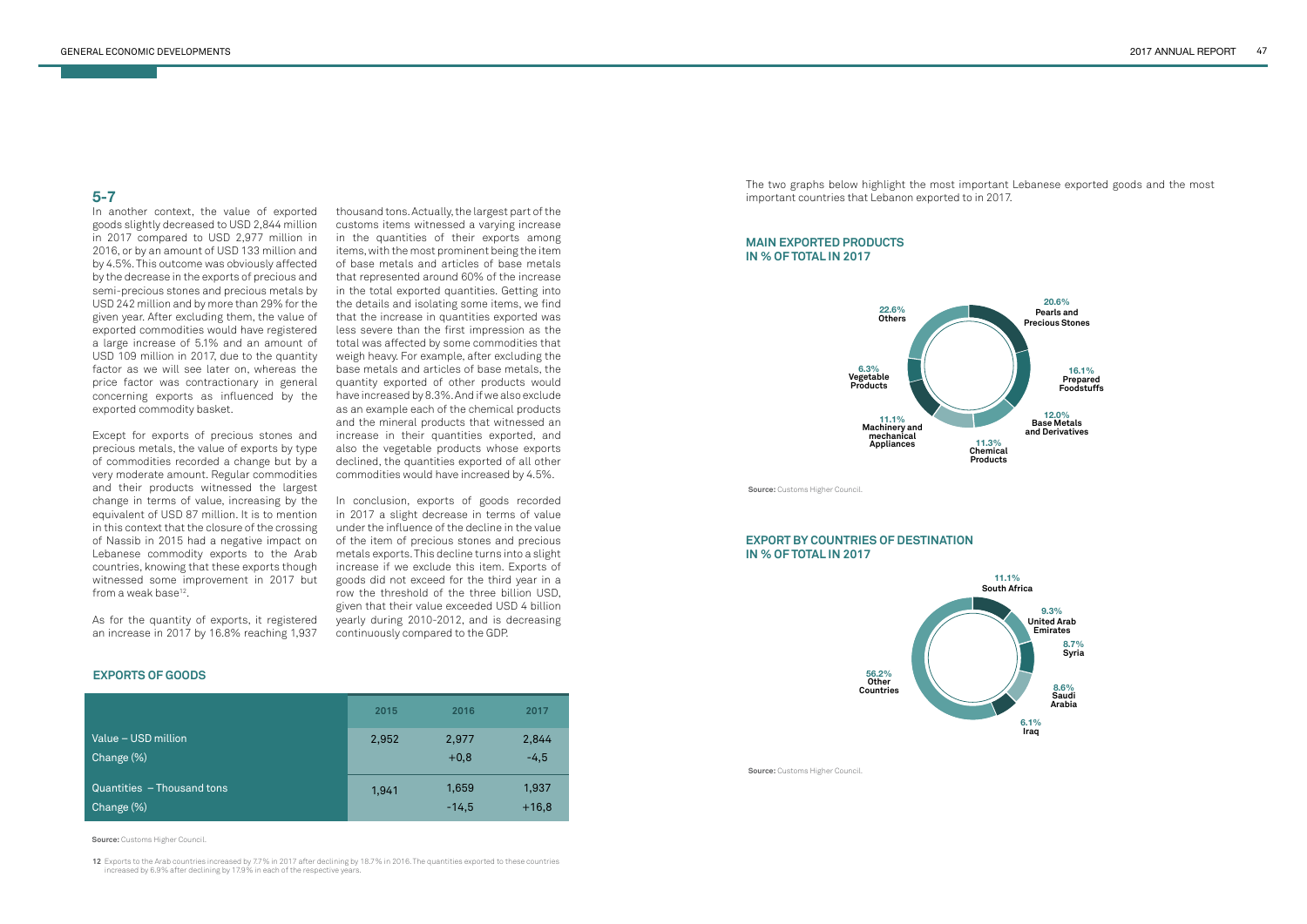## 5-7

In another context, the value of exported goods slightly decreased to USD 2,844 million in 2017 compared to USD 2,977 million in 2016, or by an amount of USD 133 million and by 4.5%. This outcome was obviously affected by the decrease in the exports of precious and semi-precious stones and precious metals by USD 242 million and by more than 29% for the given year. After excluding them, the value of exported commodities would have registered a large increase of 5.1% and an amount of USD 109 million in 2017, due to the quantity factor as we will see later on, whereas the price factor was contractionary in general concerning exports as influenced by the exported commodity basket.

Except for exports of precious stones and precious metals, the value of exports by type of commodities recorded a change but by a very moderate amount. Regular commodities and their products witnessed the largest change in terms of value, increasing by the equivalent of USD 87 million. It is to mention in this context that the closure of the crossing of Nassib in 2015 had a negative impact on Lebanese commodity exports to the Arab countries, knowing that these exports though witnessed some improvement in 2017 but from a weak base[12].

As for the quantity of exports, it registered an increase in 2017 by 16.8% reaching 1,937 thousand tons. Actually, the largest part of the customs items witnessed a varying increase in the quantities of their exports among items, with the most prominent being the item of base metals and articles of base metals that represented around 60% of the increase in the total exported quantities. Getting into the details and isolating some items, we find that the increase in quantities exported was less severe than the first impression as the total was affected by some commodities that weigh heavy. For example, after excluding the base metals and articles of base metals, the quantity exported of other products would have increased by 8.3%. And if we also exclude as an example each of the chemical products and the mineral products that witnessed an increase in their quantities exported, and also the vegetable products whose exports declined, the quantities exported of all other commodities would have increased by 4.5%.

In conclusion, exports of goods recorded in 2017 a slight decrease in terms of value under the influence of the decline in the value of the item of precious stones and precious metals exports. This decline turns into a slight increase if we exclude this item. Exports of goods did not exceed for the third year in a row the threshold of the three billion USD, given that their value exceeded USD 4 billion yearly during 2010-2012, and is decreasing continuously compared to the GDP.

### EXPORTS OF GOODS

| | 2015 | 2016 | 2017 |
|---|---|---|---|
| Value – USD million | 2,952 | 2,977 | 2,844 |
| Change (%) | | +0,8 | -4,5 |
| Quantities – Thousand tons | 1,941 | 1,659 | 1,937 |
| Change (%) | | -14,5 | +16,8 |

**Source:** Customs Higher Council.

12 Exports to the Arab countries increased by 7.7% in 2017 after declining by 18.7% in 2016. The quantities exported to these countries increased by 6.9% after declining by 17.9% in each of the respective years.

The two graphs below highlight the most important Lebanese exported goods and the most important countries that Lebanon exported to in 2017.

### MAIN EXPORTED PRODUCTS IN % OF TOTAL IN 2017

- 20.6% Pearls and Precious Stones
- 16.1% Prepared Foodstuffs
- 12.0% Base Metals and Derivatives
- 11.3% Chemical Products
- 11.1% Machinery and mechanical Appliances
- 6.3% Vegetable Products
- 22.6% Others

**Source:** Customs Higher Council.

### EXPORT BY COUNTRIES OF DESTINATION IN % OF TOTAL IN 2017

- 11.1% South Africa
- 9.3% United Arab Emirates
- 8.7% Syria
- 8.6% Saudi Arabia
- 6.1% Iraq
- 56.2% Other Countries

**Source:** Customs Higher Council.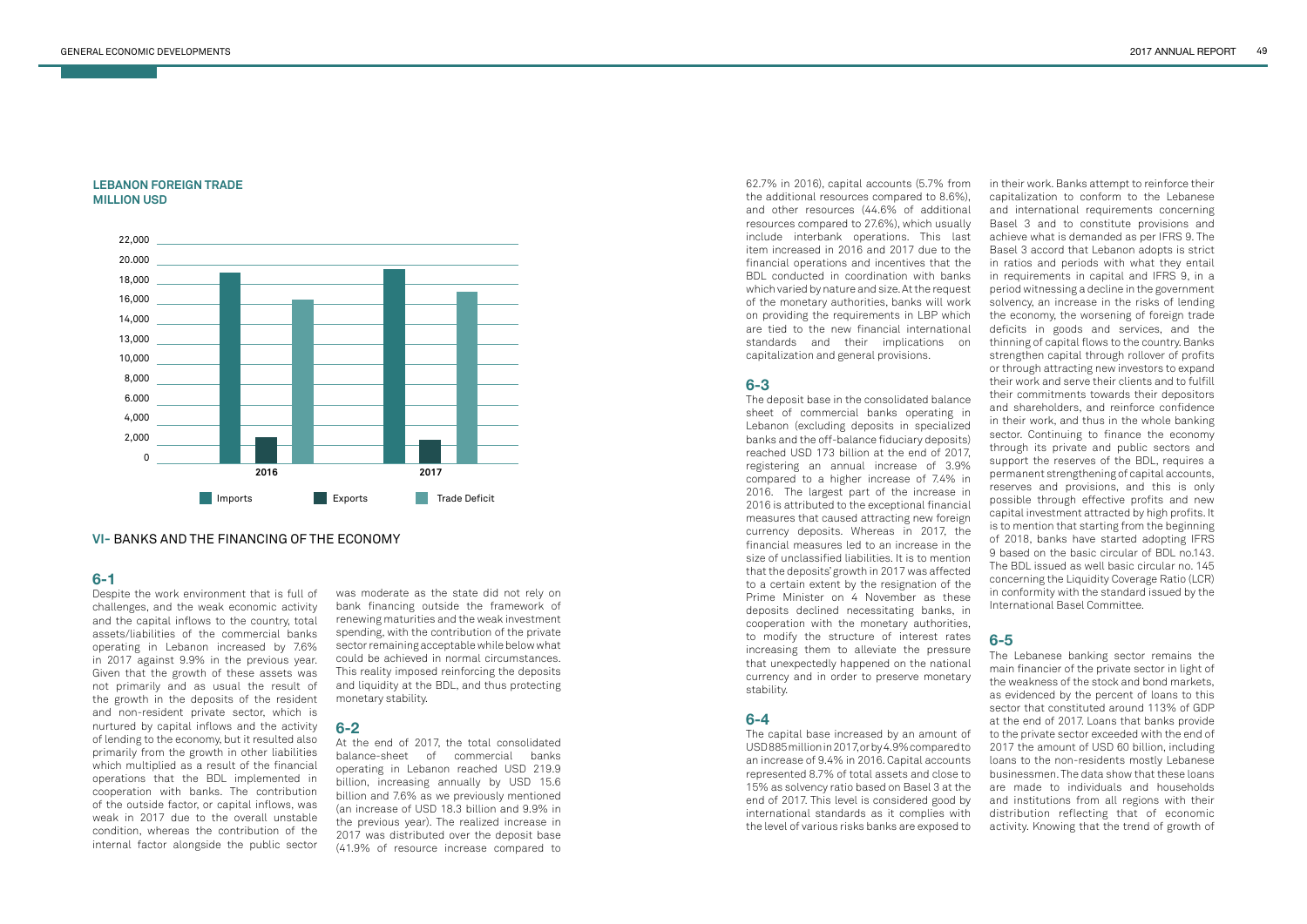**LEBANON FOREIGN TRADE**
**MILLION USD**

22,000
20,000
18,000
16,000
14,000
13,000
10,000
8,000
6.000
4,000
2,000
0

2016 2017

Imports Exports Trade Deficit

## VI- BANKS AND THE FINANCING OF THE ECONOMY

### 6-1

Despite the work environment that is full of challenges, and the weak economic activity and the capital inflows to the country, total assets/liabilities of the commercial banks operating in Lebanon increased by 7.6% in 2017 against 9.9% in the previous year. Given that the growth of these assets was not primarily and as usual the result of the growth in the deposits of the resident and non-resident private sector, which is nurtured by capital inflows and the activity of lending to the economy, but it resulted also primarily from the growth in other liabilities which multiplied as a result of the financial operations that the BDL implemented in cooperation with banks. The contribution of the outside factor, or capital inflows, was weak in 2017 due to the overall unstable condition, whereas the contribution of the internal factor alongside the public sector was moderate as the state did not rely on bank financing outside the framework of renewing maturities and the weak investment spending, with the contribution of the private sector remaining acceptable while below what could be achieved in normal circumstances. This reality imposed reinforcing the deposits and liquidity at the BDL, and thus protecting monetary stability.

### 6-2

At the end of 2017, the total consolidated balance-sheet of commercial banks operating in Lebanon reached USD 219.9 billion, increasing annually by USD 15.6 billion and 7.6% as we previously mentioned (an increase of USD 18.3 billion and 9.9% in the previous year). The realized increase in 2017 was distributed over the deposit base (41.9% of resource increase compared to 62.7% in 2016), capital accounts (5.7% from the additional resources compared to 8.6%), and other resources (44.6% of additional resources compared to 27.6%), which usually include interbank operations. This last item increased in 2016 and 2017 due to the financial operations and incentives that the BDL conducted in coordination with banks which varied by nature and size. At the request of the monetary authorities, banks will work on providing the requirements in LBP which are tied to the new financial international standards and their implications on capitalization and general provisions.

### 6-3

The deposit base in the consolidated balance sheet of commercial banks operating in Lebanon (excluding deposits in specialized banks and the off-balance fiduciary deposits) reached USD 173 billion at the end of 2017, registering an annual increase of 3.9% compared to a higher increase of 7.4% in 2016. The largest part of the increase in 2016 is attributed to the exceptional financial measures that caused attracting new foreign currency deposits. Whereas in 2017, the financial measures led to an increase in the size of unclassified liabilities. It is to mention that the deposits' growth in 2017 was affected to a certain extent by the resignation of the Prime Minister on 4 November as these deposits declined necessitating banks, in cooperation with the monetary authorities, to modify the structure of interest rates increasing them to alleviate the pressure that unexpectedly happened on the national currency and in order to preserve monetary stability.

### 6-4

The capital base increased by an amount of USD 885 million in 2017, or by 4.9% compared to an increase of 9.4% in 2016. Capital accounts represented 8.7% of total assets and close to 15% as solvency ratio based on Basel 3 at the end of 2017. This level is considered good by international standards as it complies with the level of various risks banks are exposed to in their work. Banks attempt to reinforce their capitalization to conform to the Lebanese and international requirements concerning Basel 3 and to constitute provisions and achieve what is demanded as per IFRS 9. The Basel 3 accord that Lebanon adopts is strict in ratios and periods with what they entail in requirements in capital and IFRS 9, in a period witnessing a decline in the government solvency, an increase in the risks of lending the economy, the worsening of foreign trade deficits in goods and services, and the thinning of capital flows to the country. Banks strengthen capital through rollover of profits or through attracting new investors to expand their work and serve their clients and to fulfill their commitments towards their depositors and shareholders, and reinforce confidence in their work, and thus in the whole banking sector. Continuing to finance the economy through its private and public sectors and support the reserves of the BDL, requires a permanent strengthening of capital accounts, reserves and provisions, and this is only possible through effective profits and new capital investment attracted by high profits. It is to mention that starting from the beginning of 2018, banks have started adopting IFRS 9 based on the basic circular of BDL no.143. The BDL issued as well basic circular no. 145 concerning the Liquidity Coverage Ratio (LCR) in conformity with the standard issued by the International Basel Committee.

### 6-5

The Lebanese banking sector remains the main financier of the private sector in light of the weakness of the stock and bond markets, as evidenced by the percent of loans to this sector that constituted around 113% of GDP at the end of 2017. Loans that banks provide to the private sector exceeded with the end of 2017 the amount of USD 60 billion, including loans to the non-residents mostly Lebanese businessmen. The data show that these loans are made to individuals and households and institutions from all regions with their distribution reflecting that of economic activity. Knowing that the trend of growth of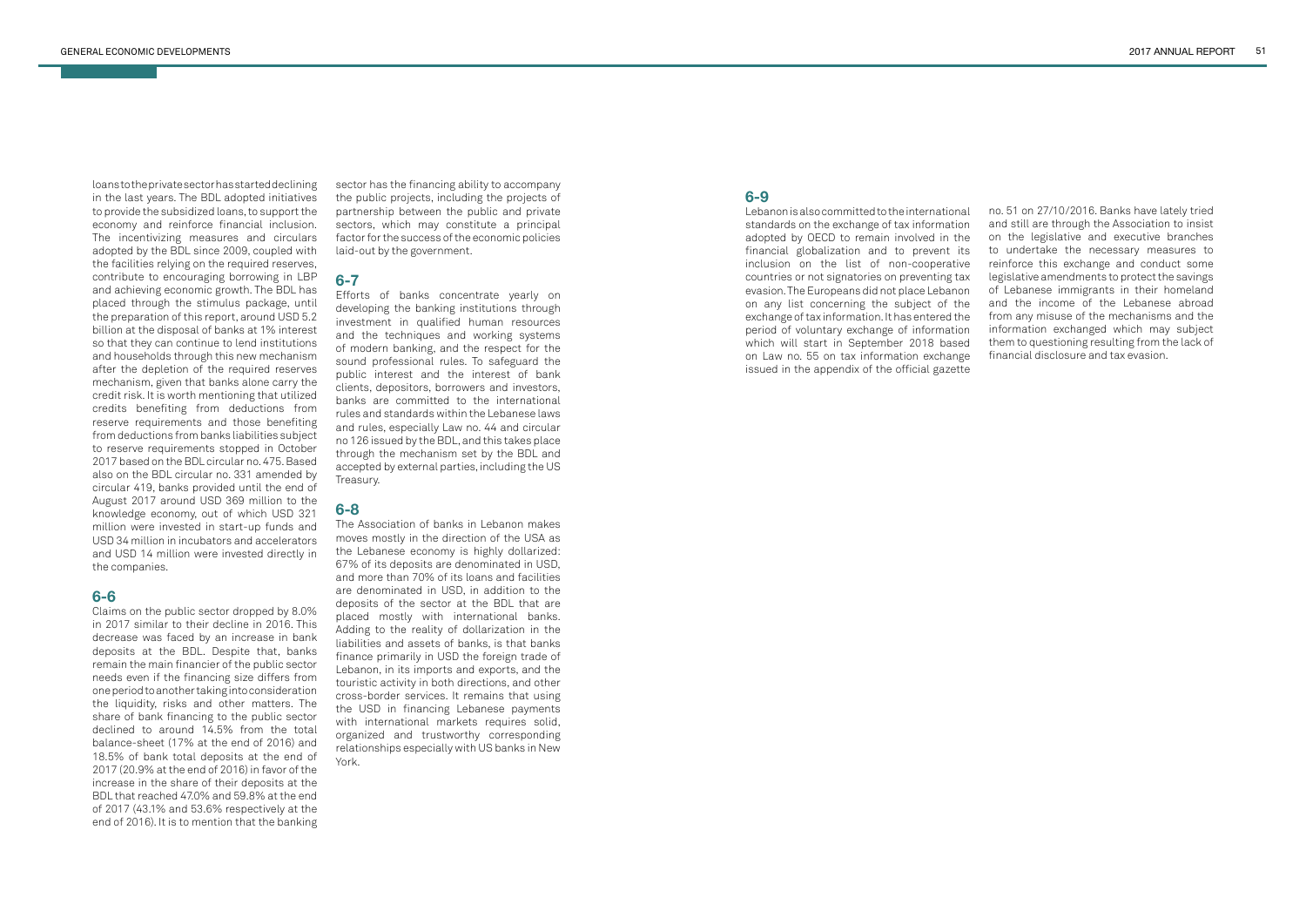loans to the private sector has started declining in the last years. The BDL adopted initiatives to provide the subsidized loans, to support the economy and reinforce financial inclusion. The incentivizing measures and circulars adopted by the BDL since 2009, coupled with the facilities relying on the required reserves, contribute to encouraging borrowing in LBP and achieving economic growth. The BDL has placed through the stimulus package, until the preparation of this report, around USD 5.2 billion at the disposal of banks at 1% interest so that they can continue to lend institutions and households through this new mechanism after the depletion of the required reserves mechanism, given that banks alone carry the credit risk. It is worth mentioning that utilized credits benefiting from deductions from reserve requirements and those benefiting from deductions from banks liabilities subject to reserve requirements stopped in October 2017 based on the BDL circular no. 475. Based also on the BDL circular no. 331 amended by circular 419, banks provided until the end of August 2017 around USD 369 million to the knowledge economy, out of which USD 321 million were invested in start-up funds and USD 34 million in incubators and accelerators and USD 14 million were invested directly in the companies.

## 6-6

Claims on the public sector dropped by 8.0% in 2017 similar to their decline in 2016. This decrease was faced by an increase in bank deposits at the BDL. Despite that, banks remain the main financier of the public sector needs even if the financing size differs from one period to another taking into consideration the liquidity, risks and other matters. The share of bank financing to the public sector declined to around 14.5% from the total balance-sheet (17% at the end of 2016) and 18.5% of bank total deposits at the end of 2017 (20.9% at the end of 2016) in favor of the increase in the share of their deposits at the BDL that reached 47.0% and 59.8% at the end of 2017 (43.1% and 53.6% respectively at the end of 2016). It is to mention that the banking sector has the financing ability to accompany the public projects, including the projects of partnership between the public and private sectors, which may constitute a principal factor for the success of the economic policies laid-out by the government.

## 6-7

Efforts of banks concentrate yearly on developing the banking institutions through investment in qualified human resources and the techniques and working systems of modern banking, and the respect for the sound professional rules. To safeguard the public interest and the interest of bank clients, depositors, borrowers and investors, banks are committed to the international rules and standards within the Lebanese laws and rules, especially Law no. 44 and circular no 126 issued by the BDL, and this takes place through the mechanism set by the BDL and accepted by external parties, including the US Treasury.

## 6-8

The Association of banks in Lebanon makes moves mostly in the direction of the USA as the Lebanese economy is highly dollarized: 67% of its deposits are denominated in USD, and more than 70% of its loans and facilities are denominated in USD, in addition to the deposits of the sector at the BDL that are placed mostly with international banks. Adding to the reality of dollarization in the liabilities and assets of banks, is that banks finance primarily in USD the foreign trade of Lebanon, in its imports and exports, and the touristic activity in both directions, and other cross-border services. It remains that using the USD in financing Lebanese payments with international markets requires solid, organized and trustworthy corresponding relationships especially with US banks in New York.

## 6-9

Lebanon is also committed to the international standards on the exchange of tax information adopted by OECD to remain involved in the financial globalization and to prevent its inclusion on the list of non-cooperative countries or not signatories on preventing tax evasion. The Europeans did not place Lebanon on any list concerning the subject of the exchange of tax information. It has entered the period of voluntary exchange of information which will start in September 2018 based on Law no. 55 on tax information exchange issued in the appendix of the official gazette no. 51 on 27/10/2016. Banks have lately tried and still are through the Association to insist on the legislative and executive branches to undertake the necessary measures to reinforce this exchange and conduct some legislative amendments to protect the savings of Lebanese immigrants in their homeland and the income of the Lebanese abroad from any misuse of the mechanisms and the information exchanged which may subject them to questioning resulting from the lack of financial disclosure and tax evasion.